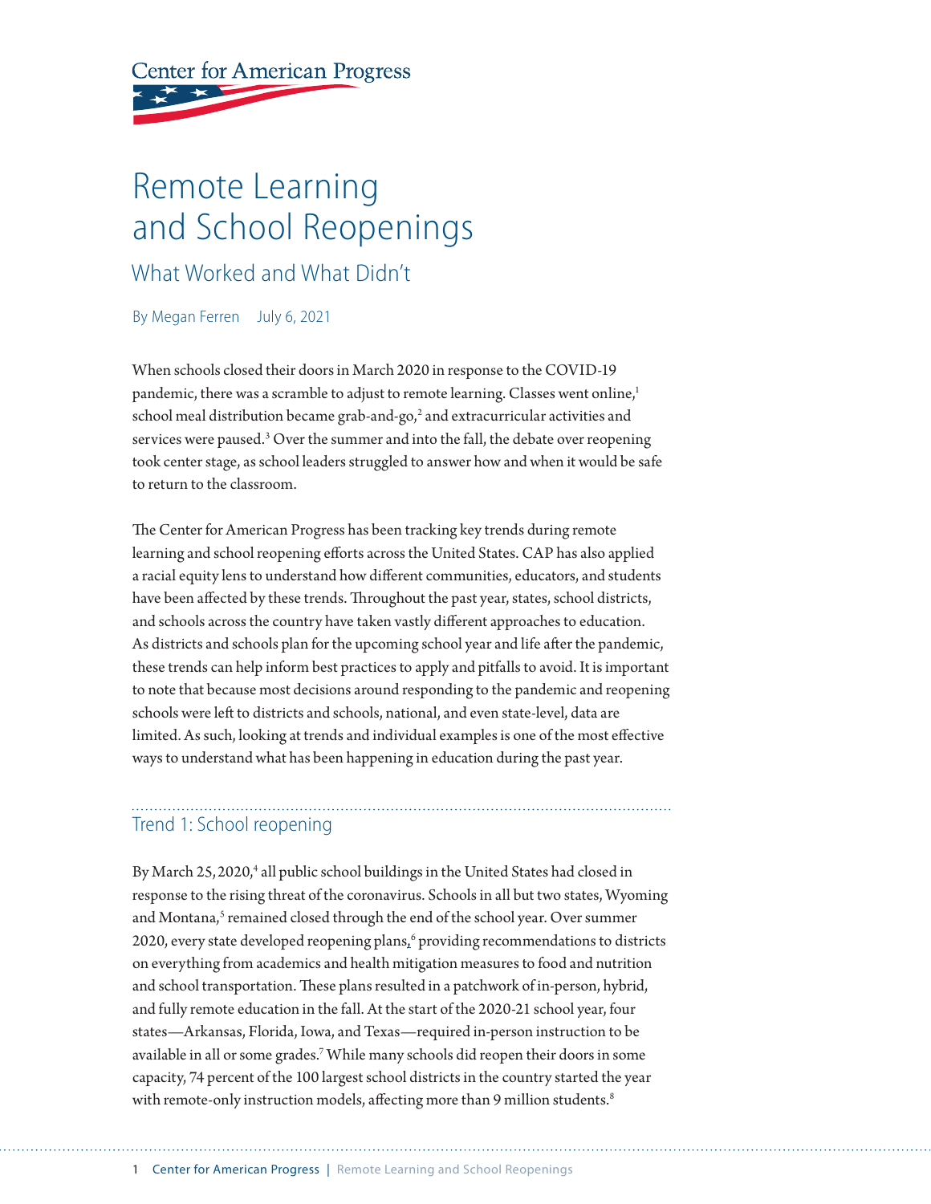Center for American Progress

# Remote Learning and School Reopenings

## What Worked and What Didn't

By Megan Ferren July 6, 2021

When schools closed their doors in March 2020 in response to the COVID-19 pandemic, there was a scramble to adjust to remote learning. Classes went online,[1] school meal distribution became grab-and-go,[2] and extracurricular activities and services were paused.[3] Over the summer and into the fall, the debate over reopening took center stage, as school leaders struggled to answer how and when it would be safe to return to the classroom.

The Center for American Progress has been tracking key trends during remote learning and school reopening efforts across the United States. CAP has also applied a racial equity lens to understand how different communities, educators, and students have been affected by these trends. Throughout the past year, states, school districts, and schools across the country have taken vastly different approaches to education. As districts and schools plan for the upcoming school year and life after the pandemic, these trends can help inform best practices to apply and pitfalls to avoid. It is important to note that because most decisions around responding to the pandemic and reopening schools were left to districts and schools, national, and even state-level, data are limited. As such, looking at trends and individual examples is one of the most effective ways to understand what has been happening in education during the past year.

## Trend 1: School reopening

By March 25, 2020,[4] all public school buildings in the United States had closed in response to the rising threat of the coronavirus. Schools in all but two states, Wyoming and Montana,[5] remained closed through the end of the school year. Over summer 2020, every state developed reopening plans,[6] providing recommendations to districts on everything from academics and health mitigation measures to food and nutrition and school transportation. These plans resulted in a patchwork of in-person, hybrid, and fully remote education in the fall. At the start of the 2020-21 school year, four states—Arkansas, Florida, Iowa, and Texas—required in-person instruction to be available in all or some grades.[7] While many schools did reopen their doors in some capacity, 74 percent of the 100 largest school districts in the country started the year with remote-only instruction models, affecting more than 9 million students.[8]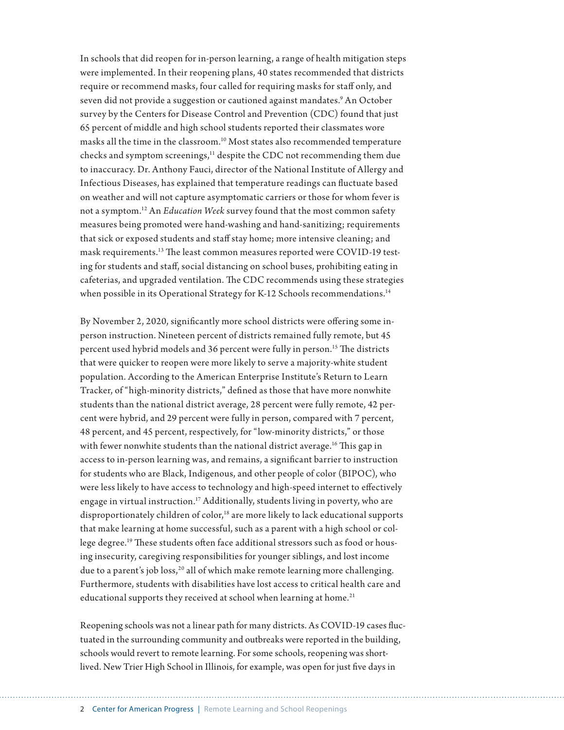In schools that did reopen for in-person learning, a range of health mitigation steps were implemented. In their reopening plans, 40 states recommended that districts require or recommend masks, four called for requiring masks for staff only, and seven did not provide a suggestion or cautioned against mandates.[9] An October survey by the Centers for Disease Control and Prevention (CDC) found that just 65 percent of middle and high school students reported their classmates wore masks all the time in the classroom.[10] Most states also recommended temperature checks and symptom screenings,[11] despite the CDC not recommending them due to inaccuracy. Dr. Anthony Fauci, director of the National Institute of Allergy and Infectious Diseases, has explained that temperature readings can fluctuate based on weather and will not capture asymptomatic carriers or those for whom fever is not a symptom.[12] An *Education Week* survey found that the most common safety measures being promoted were hand-washing and hand-sanitizing; requirements that sick or exposed students and staff stay home; more intensive cleaning; and mask requirements.[13] The least common measures reported were COVID-19 testing for students and staff, social distancing on school buses, prohibiting eating in cafeterias, and upgraded ventilation. The CDC recommends using these strategies when possible in its Operational Strategy for K-12 Schools recommendations.[14]

By November 2, 2020, significantly more school districts were offering some in-person instruction. Nineteen percent of districts remained fully remote, but 45 percent used hybrid models and 36 percent were fully in person.[15] The districts that were quicker to reopen were more likely to serve a majority-white student population. According to the American Enterprise Institute's Return to Learn Tracker, of "high-minority districts," defined as those that have more nonwhite students than the national district average, 28 percent were fully remote, 42 percent were hybrid, and 29 percent were fully in person, compared with 7 percent, 48 percent, and 45 percent, respectively, for "low-minority districts," or those with fewer nonwhite students than the national district average.[16] This gap in access to in-person learning was, and remains, a significant barrier to instruction for students who are Black, Indigenous, and other people of color (BIPOC), who were less likely to have access to technology and high-speed internet to effectively engage in virtual instruction.[17] Additionally, students living in poverty, who are disproportionately children of color,[18] are more likely to lack educational supports that make learning at home successful, such as a parent with a high school or college degree.[19] These students often face additional stressors such as food or housing insecurity, caregiving responsibilities for younger siblings, and lost income due to a parent's job loss,[20] all of which make remote learning more challenging. Furthermore, students with disabilities have lost access to critical health care and educational supports they received at school when learning at home.[21]

Reopening schools was not a linear path for many districts. As COVID-19 cases fluctuated in the surrounding community and outbreaks were reported in the building, schools would revert to remote learning. For some schools, reopening was short-lived. New Trier High School in Illinois, for example, was open for just five days in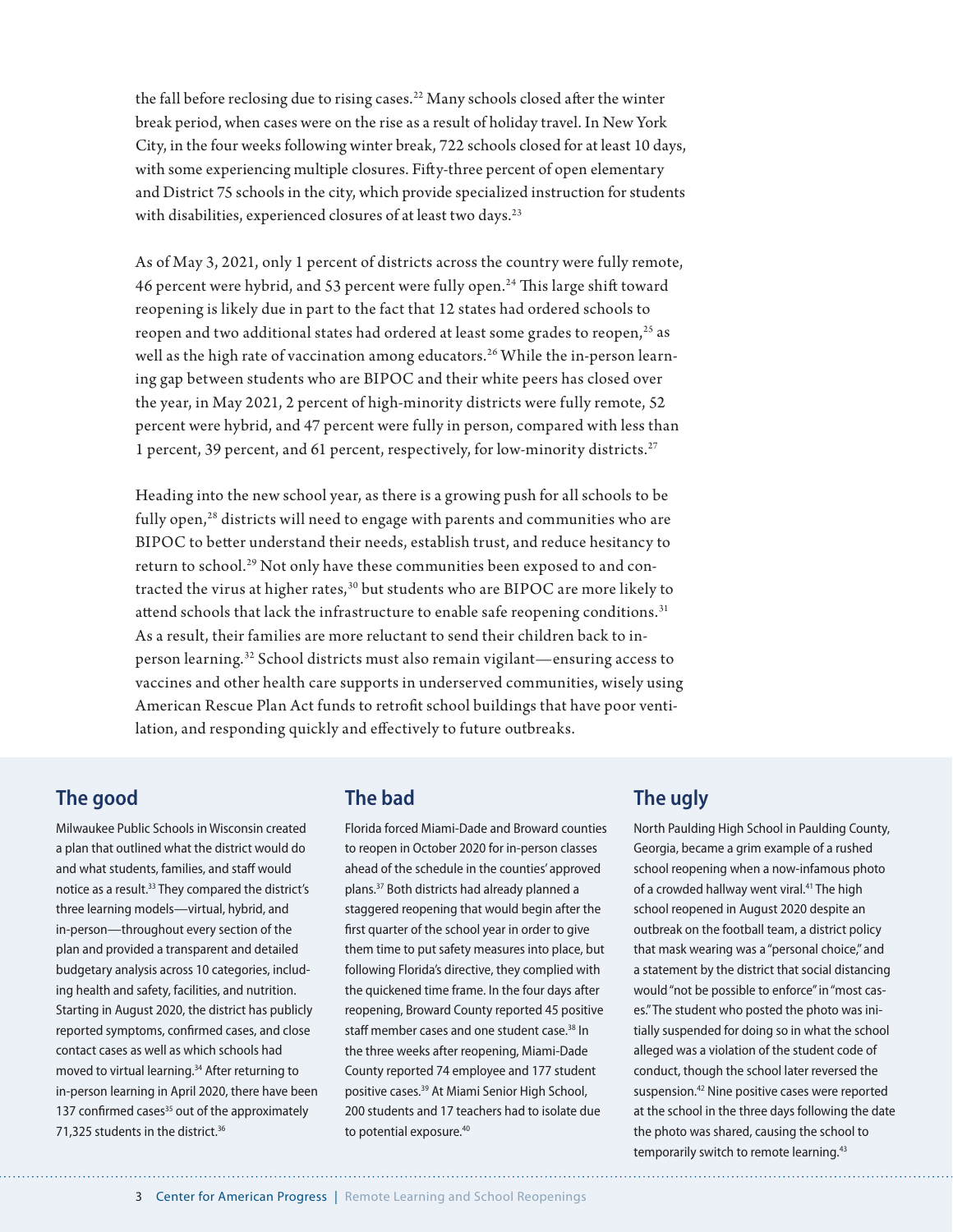the fall before reclosing due to rising cases.[22] Many schools closed after the winter break period, when cases were on the rise as a result of holiday travel. In New York City, in the four weeks following winter break, 722 schools closed for at least 10 days, with some experiencing multiple closures. Fifty-three percent of open elementary and District 75 schools in the city, which provide specialized instruction for students with disabilities, experienced closures of at least two days.[23]

As of May 3, 2021, only 1 percent of districts across the country were fully remote, 46 percent were hybrid, and 53 percent were fully open.[24] This large shift toward reopening is likely due in part to the fact that 12 states had ordered schools to reopen and two additional states had ordered at least some grades to reopen,[25] as well as the high rate of vaccination among educators.[26] While the in-person learning gap between students who are BIPOC and their white peers has closed over the year, in May 2021, 2 percent of high-minority districts were fully remote, 52 percent were hybrid, and 47 percent were fully in person, compared with less than 1 percent, 39 percent, and 61 percent, respectively, for low-minority districts.[27]

Heading into the new school year, as there is a growing push for all schools to be fully open,[28] districts will need to engage with parents and communities who are BIPOC to better understand their needs, establish trust, and reduce hesitancy to return to school.[29] Not only have these communities been exposed to and contracted the virus at higher rates,[30] but students who are BIPOC are more likely to attend schools that lack the infrastructure to enable safe reopening conditions.[31] As a result, their families are more reluctant to send their children back to in-person learning.[32] School districts must also remain vigilant—ensuring access to vaccines and other health care supports in underserved communities, wisely using American Rescue Plan Act funds to retrofit school buildings that have poor ventilation, and responding quickly and effectively to future outbreaks.

## The good

Milwaukee Public Schools in Wisconsin created a plan that outlined what the district would do and what students, families, and staff would notice as a result.[33] They compared the district's three learning models—virtual, hybrid, and in-person—throughout every section of the plan and provided a transparent and detailed budgetary analysis across 10 categories, including health and safety, facilities, and nutrition. Starting in August 2020, the district has publicly reported symptoms, confirmed cases, and close contact cases as well as which schools had moved to virtual learning.[34] After returning to in-person learning in April 2020, there have been 137 confirmed cases[35] out of the approximately 71,325 students in the district.[36]

## The bad

Florida forced Miami-Dade and Broward counties to reopen in October 2020 for in-person classes ahead of the schedule in the counties' approved plans.[37] Both districts had already planned a staggered reopening that would begin after the first quarter of the school year in order to give them time to put safety measures into place, but following Florida's directive, they complied with the quickened time frame. In the four days after reopening, Broward County reported 45 positive staff member cases and one student case.[38] In the three weeks after reopening, Miami-Dade County reported 74 employee and 177 student positive cases.[39] At Miami Senior High School, 200 students and 17 teachers had to isolate due to potential exposure.[40]

## The ugly

North Paulding High School in Paulding County, Georgia, became a grim example of a rushed school reopening when a now-infamous photo of a crowded hallway went viral.[41] The high school reopened in August 2020 despite an outbreak on the football team, a district policy that mask wearing was a "personal choice," and a statement by the district that social distancing would "not be possible to enforce" in "most cases." The student who posted the photo was initially suspended for doing so in what the school alleged was a violation of the student code of conduct, though the school later reversed the suspension.[42] Nine positive cases were reported at the school in the three days following the date the photo was shared, causing the school to temporarily switch to remote learning.[43]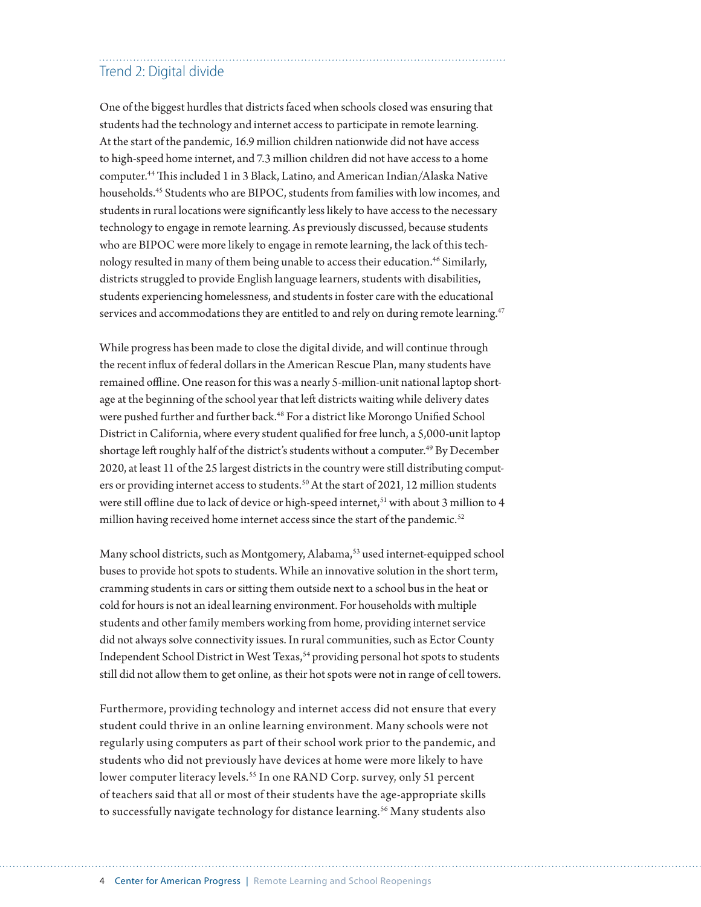## Trend 2: Digital divide

One of the biggest hurdles that districts faced when schools closed was ensuring that students had the technology and internet access to participate in remote learning. At the start of the pandemic, 16.9 million children nationwide did not have access to high-speed home internet, and 7.3 million children did not have access to a home computer.[44] This included 1 in 3 Black, Latino, and American Indian/Alaska Native households.[45] Students who are BIPOC, students from families with low incomes, and students in rural locations were significantly less likely to have access to the necessary technology to engage in remote learning. As previously discussed, because students who are BIPOC were more likely to engage in remote learning, the lack of this technology resulted in many of them being unable to access their education.[46] Similarly, districts struggled to provide English language learners, students with disabilities, students experiencing homelessness, and students in foster care with the educational services and accommodations they are entitled to and rely on during remote learning.[47]

While progress has been made to close the digital divide, and will continue through the recent influx of federal dollars in the American Rescue Plan, many students have remained offline. One reason for this was a nearly 5-million-unit national laptop shortage at the beginning of the school year that left districts waiting while delivery dates were pushed further and further back.[48] For a district like Morongo Unified School District in California, where every student qualified for free lunch, a 5,000-unit laptop shortage left roughly half of the district's students without a computer.[49] By December 2020, at least 11 of the 25 largest districts in the country were still distributing computers or providing internet access to students.[50] At the start of 2021, 12 million students were still offline due to lack of device or high-speed internet,[51] with about 3 million to 4 million having received home internet access since the start of the pandemic.[52]

Many school districts, such as Montgomery, Alabama,[53] used internet-equipped school buses to provide hot spots to students. While an innovative solution in the short term, cramming students in cars or sitting them outside next to a school bus in the heat or cold for hours is not an ideal learning environment. For households with multiple students and other family members working from home, providing internet service did not always solve connectivity issues. In rural communities, such as Ector County Independent School District in West Texas,[54] providing personal hot spots to students still did not allow them to get online, as their hot spots were not in range of cell towers.

Furthermore, providing technology and internet access did not ensure that every student could thrive in an online learning environment. Many schools were not regularly using computers as part of their school work prior to the pandemic, and students who did not previously have devices at home were more likely to have lower computer literacy levels.[55] In one RAND Corp. survey, only 51 percent of teachers said that all or most of their students have the age-appropriate skills to successfully navigate technology for distance learning.[56] Many students also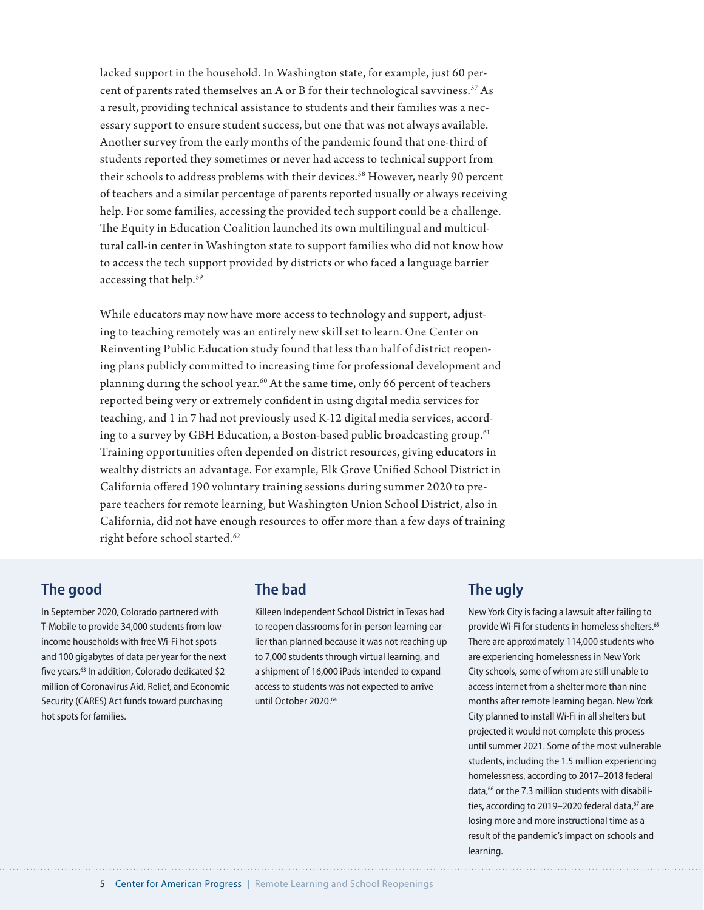lacked support in the household. In Washington state, for example, just 60 percent of parents rated themselves an A or B for their technological savviness.[57] As a result, providing technical assistance to students and their families was a necessary support to ensure student success, but one that was not always available. Another survey from the early months of the pandemic found that one-third of students reported they sometimes or never had access to technical support from their schools to address problems with their devices.[58] However, nearly 90 percent of teachers and a similar percentage of parents reported usually or always receiving help. For some families, accessing the provided tech support could be a challenge. The Equity in Education Coalition launched its own multilingual and multicultural call-in center in Washington state to support families who did not know how to access the tech support provided by districts or who faced a language barrier accessing that help.[59]

While educators may now have more access to technology and support, adjusting to teaching remotely was an entirely new skill set to learn. One Center on Reinventing Public Education study found that less than half of district reopening plans publicly committed to increasing time for professional development and planning during the school year.[60] At the same time, only 66 percent of teachers reported being very or extremely confident in using digital media services for teaching, and 1 in 7 had not previously used K-12 digital media services, according to a survey by GBH Education, a Boston-based public broadcasting group.[61] Training opportunities often depended on district resources, giving educators in wealthy districts an advantage. For example, Elk Grove Unified School District in California offered 190 voluntary training sessions during summer 2020 to prepare teachers for remote learning, but Washington Union School District, also in California, did not have enough resources to offer more than a few days of training right before school started.[62]

## The good

In September 2020, Colorado partnered with T-Mobile to provide 34,000 students from low-income households with free Wi-Fi hot spots and 100 gigabytes of data per year for the next five years.[63] In addition, Colorado dedicated $2 million of Coronavirus Aid, Relief, and Economic Security (CARES) Act funds toward purchasing hot spots for families.

## The bad

Killeen Independent School District in Texas had to reopen classrooms for in-person learning earlier than planned because it was not reaching up to 7,000 students through virtual learning, and a shipment of 16,000 iPads intended to expand access to students was not expected to arrive until October 2020.[64]

## The ugly

New York City is facing a lawsuit after failing to provide Wi-Fi for students in homeless shelters.[65] There are approximately 114,000 students who are experiencing homelessness in New York City schools, some of whom are still unable to access internet from a shelter more than nine months after remote learning began. New York City planned to install Wi-Fi in all shelters but projected it would not complete this process until summer 2021. Some of the most vulnerable students, including the 1.5 million experiencing homelessness, according to 2017–2018 federal data,[66] or the 7.3 million students with disabilities, according to 2019–2020 federal data,[67] are losing more and more instructional time as a result of the pandemic's impact on schools and learning.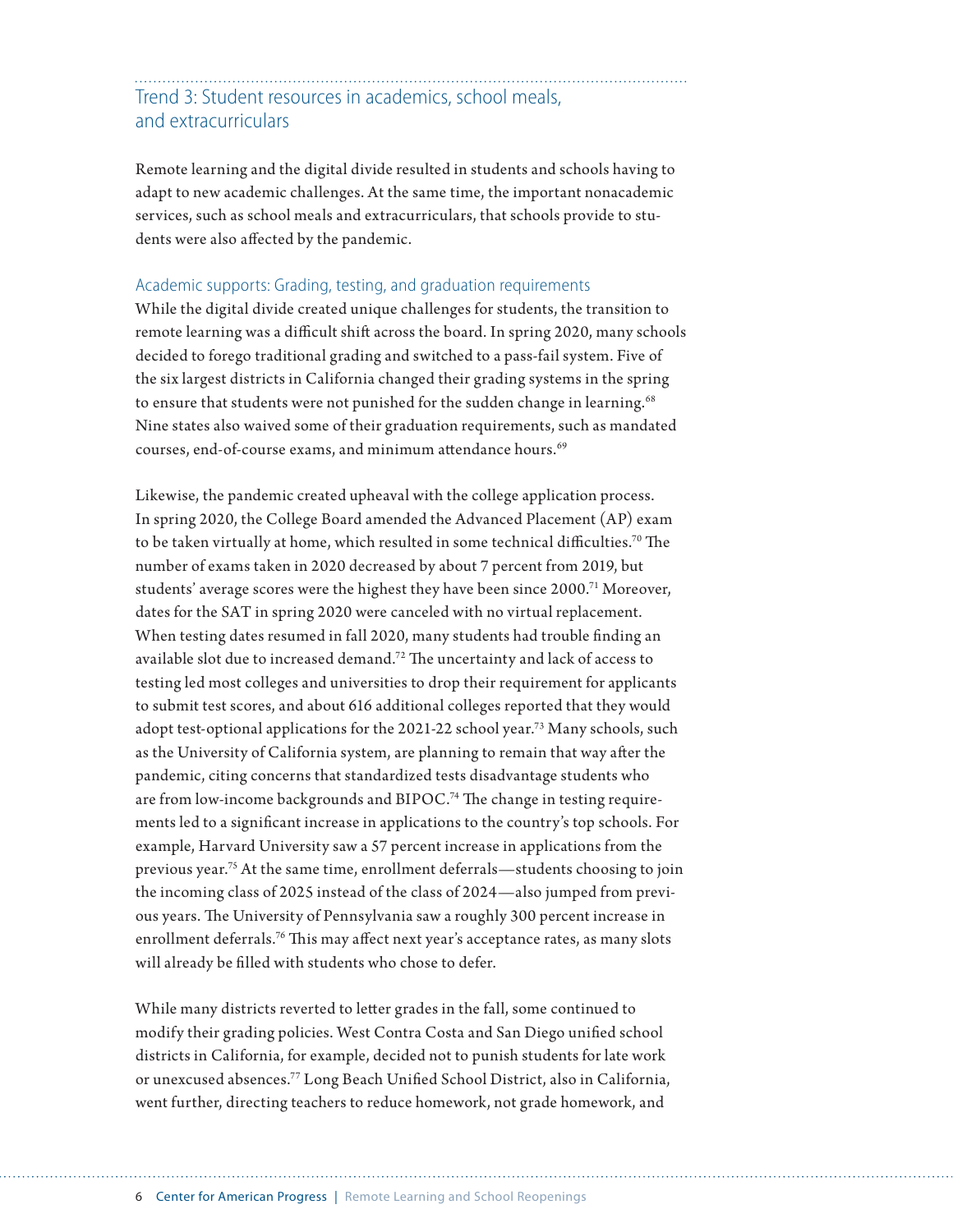## Trend 3: Student resources in academics, school meals, and extracurriculars

Remote learning and the digital divide resulted in students and schools having to adapt to new academic challenges. At the same time, the important nonacademic services, such as school meals and extracurriculars, that schools provide to students were also affected by the pandemic.

### Academic supports: Grading, testing, and graduation requirements

While the digital divide created unique challenges for students, the transition to remote learning was a difficult shift across the board. In spring 2020, many schools decided to forego traditional grading and switched to a pass-fail system. Five of the six largest districts in California changed their grading systems in the spring to ensure that students were not punished for the sudden change in learning.[68] Nine states also waived some of their graduation requirements, such as mandated courses, end-of-course exams, and minimum attendance hours.[69]

Likewise, the pandemic created upheaval with the college application process. In spring 2020, the College Board amended the Advanced Placement (AP) exam to be taken virtually at home, which resulted in some technical difficulties.[70] The number of exams taken in 2020 decreased by about 7 percent from 2019, but students' average scores were the highest they have been since 2000.[71] Moreover, dates for the SAT in spring 2020 were canceled with no virtual replacement. When testing dates resumed in fall 2020, many students had trouble finding an available slot due to increased demand.[72] The uncertainty and lack of access to testing led most colleges and universities to drop their requirement for applicants to submit test scores, and about 616 additional colleges reported that they would adopt test-optional applications for the 2021-22 school year.[73] Many schools, such as the University of California system, are planning to remain that way after the pandemic, citing concerns that standardized tests disadvantage students who are from low-income backgrounds and BIPOC.[74] The change in testing requirements led to a significant increase in applications to the country's top schools. For example, Harvard University saw a 57 percent increase in applications from the previous year.[75] At the same time, enrollment deferrals—students choosing to join the incoming class of 2025 instead of the class of 2024—also jumped from previous years. The University of Pennsylvania saw a roughly 300 percent increase in enrollment deferrals.[76] This may affect next year's acceptance rates, as many slots will already be filled with students who chose to defer.

While many districts reverted to letter grades in the fall, some continued to modify their grading policies. West Contra Costa and San Diego unified school districts in California, for example, decided not to punish students for late work or unexcused absences.[77] Long Beach Unified School District, also in California, went further, directing teachers to reduce homework, not grade homework, and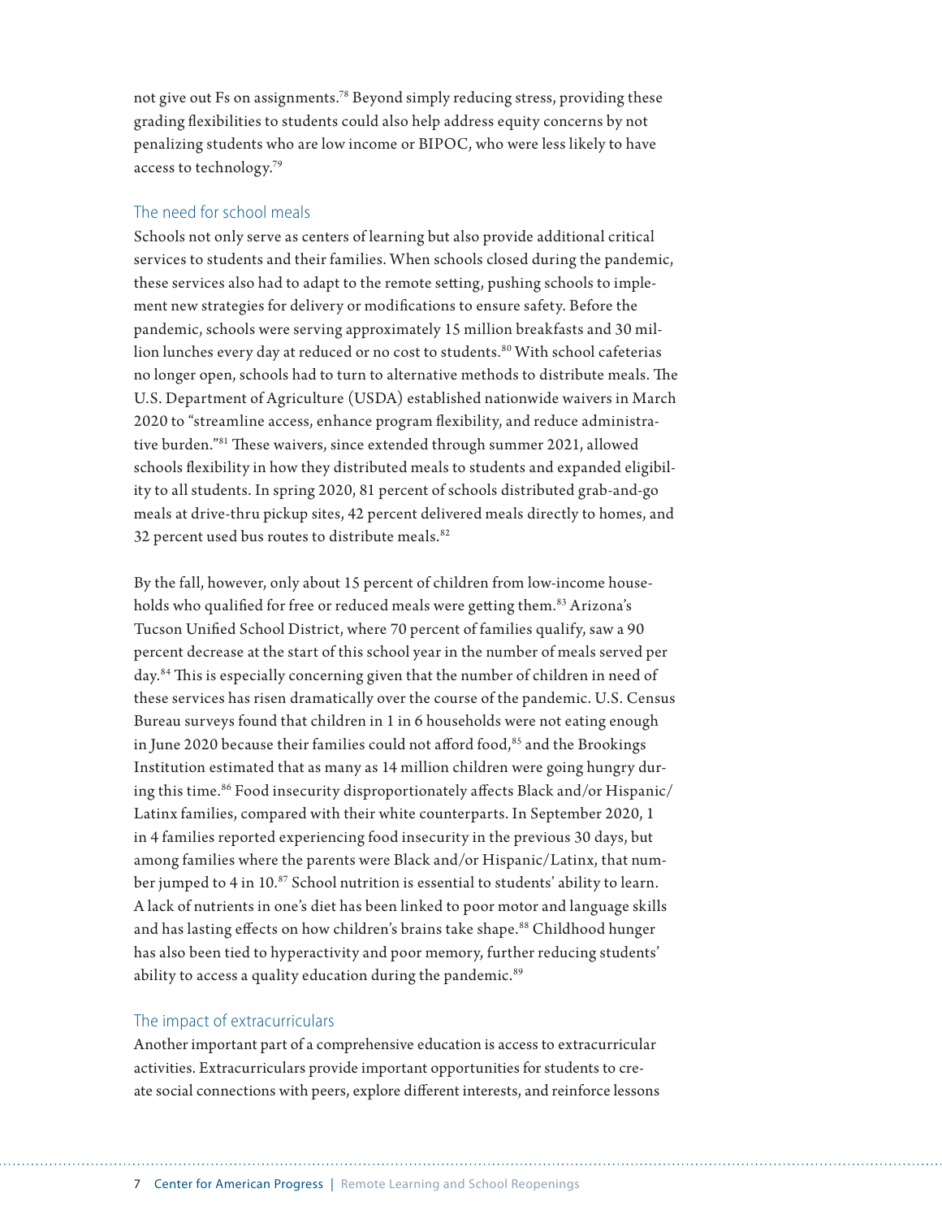not give out Fs on assignments.[78] Beyond simply reducing stress, providing these grading flexibilities to students could also help address equity concerns by not penalizing students who are low income or BIPOC, who were less likely to have access to technology.[79]

### The need for school meals

Schools not only serve as centers of learning but also provide additional critical services to students and their families. When schools closed during the pandemic, these services also had to adapt to the remote setting, pushing schools to implement new strategies for delivery or modifications to ensure safety. Before the pandemic, schools were serving approximately 15 million breakfasts and 30 million lunches every day at reduced or no cost to students.[80] With school cafeterias no longer open, schools had to turn to alternative methods to distribute meals. The U.S. Department of Agriculture (USDA) established nationwide waivers in March 2020 to "streamline access, enhance program flexibility, and reduce administrative burden."[81] These waivers, since extended through summer 2021, allowed schools flexibility in how they distributed meals to students and expanded eligibility to all students. In spring 2020, 81 percent of schools distributed grab-and-go meals at drive-thru pickup sites, 42 percent delivered meals directly to homes, and 32 percent used bus routes to distribute meals.[82]

By the fall, however, only about 15 percent of children from low-income households who qualified for free or reduced meals were getting them.[83] Arizona's Tucson Unified School District, where 70 percent of families qualify, saw a 90 percent decrease at the start of this school year in the number of meals served per day.[84] This is especially concerning given that the number of children in need of these services has risen dramatically over the course of the pandemic. U.S. Census Bureau surveys found that children in 1 in 6 households were not eating enough in June 2020 because their families could not afford food,[85] and the Brookings Institution estimated that as many as 14 million children were going hungry during this time.[86] Food insecurity disproportionately affects Black and/or Hispanic/Latinx families, compared with their white counterparts. In September 2020, 1 in 4 families reported experiencing food insecurity in the previous 30 days, but among families where the parents were Black and/or Hispanic/Latinx, that number jumped to 4 in 10.[87] School nutrition is essential to students' ability to learn. A lack of nutrients in one's diet has been linked to poor motor and language skills and has lasting effects on how children's brains take shape.[88] Childhood hunger has also been tied to hyperactivity and poor memory, further reducing students' ability to access a quality education during the pandemic.[89]

### The impact of extracurriculars

Another important part of a comprehensive education is access to extracurricular activities. Extracurriculars provide important opportunities for students to create social connections with peers, explore different interests, and reinforce lessons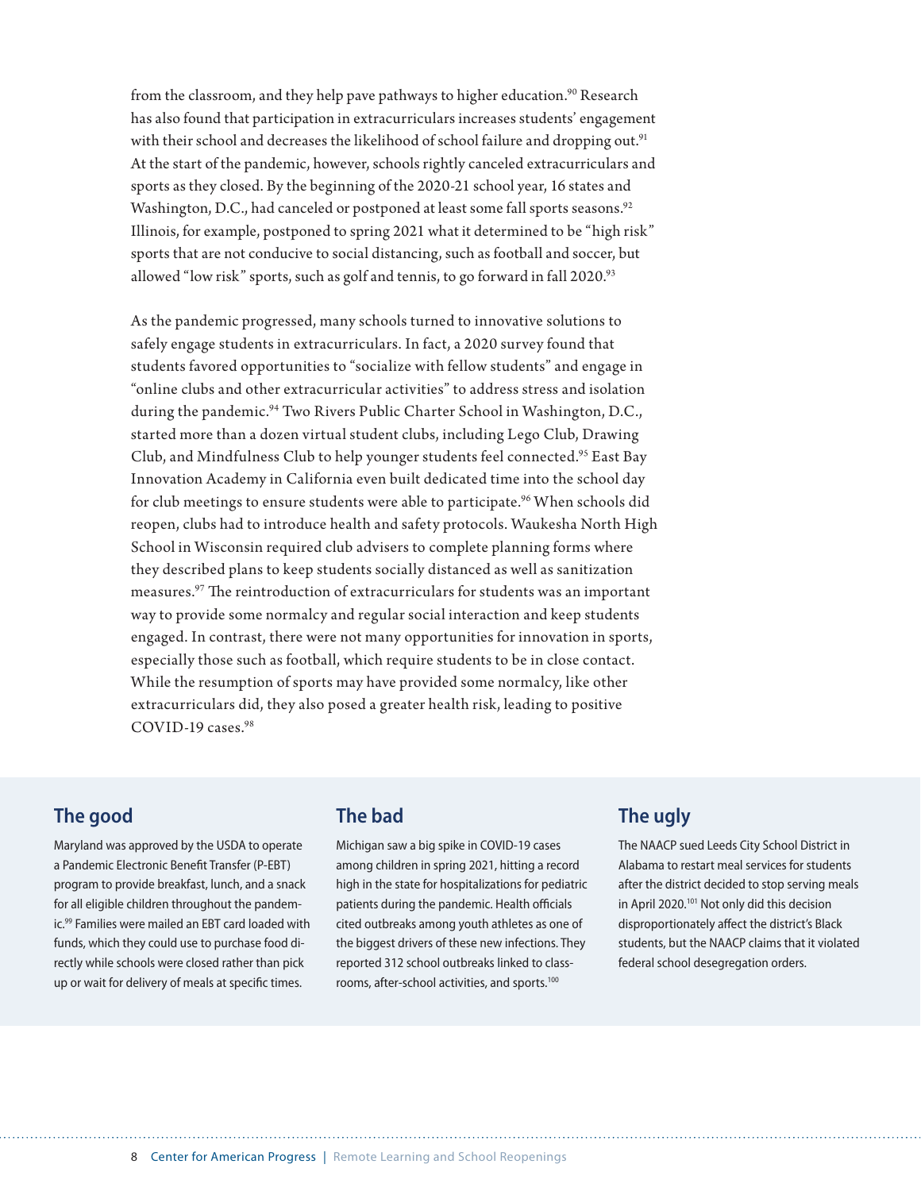from the classroom, and they help pave pathways to higher education.[90] Research has also found that participation in extracurriculars increases students' engagement with their school and decreases the likelihood of school failure and dropping out.[91] At the start of the pandemic, however, schools rightly canceled extracurriculars and sports as they closed. By the beginning of the 2020-21 school year, 16 states and Washington, D.C., had canceled or postponed at least some fall sports seasons.[92] Illinois, for example, postponed to spring 2021 what it determined to be "high risk" sports that are not conducive to social distancing, such as football and soccer, but allowed "low risk" sports, such as golf and tennis, to go forward in fall 2020.[93]

As the pandemic progressed, many schools turned to innovative solutions to safely engage students in extracurriculars. In fact, a 2020 survey found that students favored opportunities to "socialize with fellow students" and engage in "online clubs and other extracurricular activities" to address stress and isolation during the pandemic.[94] Two Rivers Public Charter School in Washington, D.C., started more than a dozen virtual student clubs, including Lego Club, Drawing Club, and Mindfulness Club to help younger students feel connected.[95] East Bay Innovation Academy in California even built dedicated time into the school day for club meetings to ensure students were able to participate.[96] When schools did reopen, clubs had to introduce health and safety protocols. Waukesha North High School in Wisconsin required club advisers to complete planning forms where they described plans to keep students socially distanced as well as sanitization measures.[97] The reintroduction of extracurriculars for students was an important way to provide some normalcy and regular social interaction and keep students engaged. In contrast, there were not many opportunities for innovation in sports, especially those such as football, which require students to be in close contact. While the resumption of sports may have provided some normalcy, like other extracurriculars did, they also posed a greater health risk, leading to positive COVID-19 cases.[98]

## The good

Maryland was approved by the USDA to operate a Pandemic Electronic Benefit Transfer (P-EBT) program to provide breakfast, lunch, and a snack for all eligible children throughout the pandemic.[99] Families were mailed an EBT card loaded with funds, which they could use to purchase food directly while schools were closed rather than pick up or wait for delivery of meals at specific times.

## The bad

Michigan saw a big spike in COVID-19 cases among children in spring 2021, hitting a record high in the state for hospitalizations for pediatric patients during the pandemic. Health officials cited outbreaks among youth athletes as one of the biggest drivers of these new infections. They reported 312 school outbreaks linked to classrooms, after-school activities, and sports.[100]

## The ugly

The NAACP sued Leeds City School District in Alabama to restart meal services for students after the district decided to stop serving meals in April 2020.[101] Not only did this decision disproportionately affect the district's Black students, but the NAACP claims that it violated federal school desegregation orders.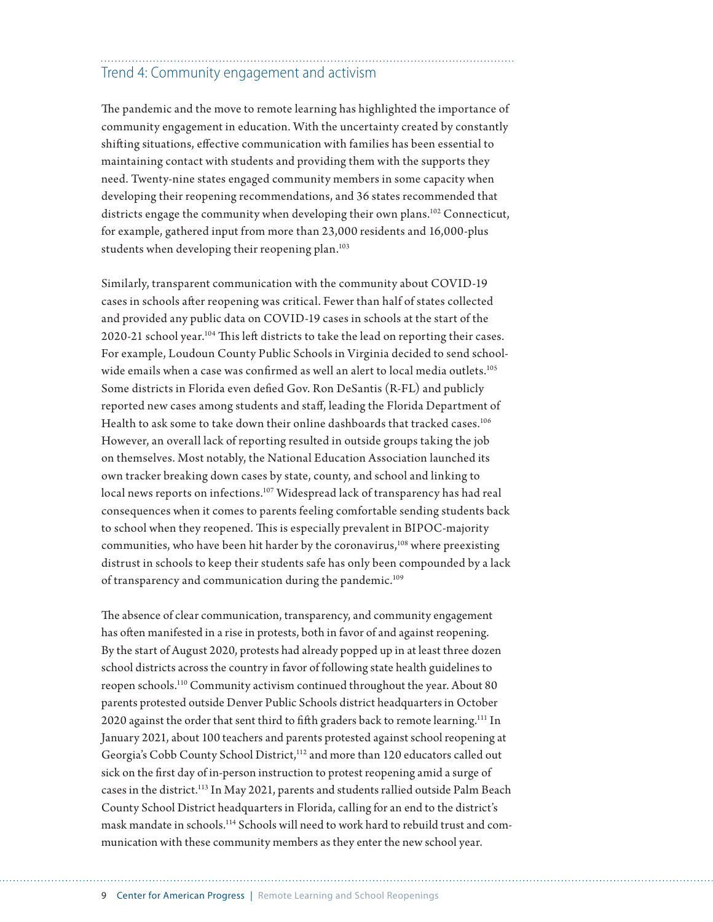## Trend 4: Community engagement and activism

The pandemic and the move to remote learning has highlighted the importance of community engagement in education. With the uncertainty created by constantly shifting situations, effective communication with families has been essential to maintaining contact with students and providing them with the supports they need. Twenty-nine states engaged community members in some capacity when developing their reopening recommendations, and 36 states recommended that districts engage the community when developing their own plans.[102] Connecticut, for example, gathered input from more than 23,000 residents and 16,000-plus students when developing their reopening plan.[103]

Similarly, transparent communication with the community about COVID-19 cases in schools after reopening was critical. Fewer than half of states collected and provided any public data on COVID-19 cases in schools at the start of the 2020-21 school year.[104] This left districts to take the lead on reporting their cases. For example, Loudoun County Public Schools in Virginia decided to send school-wide emails when a case was confirmed as well an alert to local media outlets.[105] Some districts in Florida even defied Gov. Ron DeSantis (R-FL) and publicly reported new cases among students and staff, leading the Florida Department of Health to ask some to take down their online dashboards that tracked cases.[106] However, an overall lack of reporting resulted in outside groups taking the job on themselves. Most notably, the National Education Association launched its own tracker breaking down cases by state, county, and school and linking to local news reports on infections.[107] Widespread lack of transparency has had real consequences when it comes to parents feeling comfortable sending students back to school when they reopened. This is especially prevalent in BIPOC-majority communities, who have been hit harder by the coronavirus,[108] where preexisting distrust in schools to keep their students safe has only been compounded by a lack of transparency and communication during the pandemic.[109]

The absence of clear communication, transparency, and community engagement has often manifested in a rise in protests, both in favor of and against reopening. By the start of August 2020, protests had already popped up in at least three dozen school districts across the country in favor of following state health guidelines to reopen schools.[110] Community activism continued throughout the year. About 80 parents protested outside Denver Public Schools district headquarters in October 2020 against the order that sent third to fifth graders back to remote learning.[111] In January 2021, about 100 teachers and parents protested against school reopening at Georgia's Cobb County School District,[112] and more than 120 educators called out sick on the first day of in-person instruction to protest reopening amid a surge of cases in the district.[113] In May 2021, parents and students rallied outside Palm Beach County School District headquarters in Florida, calling for an end to the district's mask mandate in schools.[114] Schools will need to work hard to rebuild trust and communication with these community members as they enter the new school year.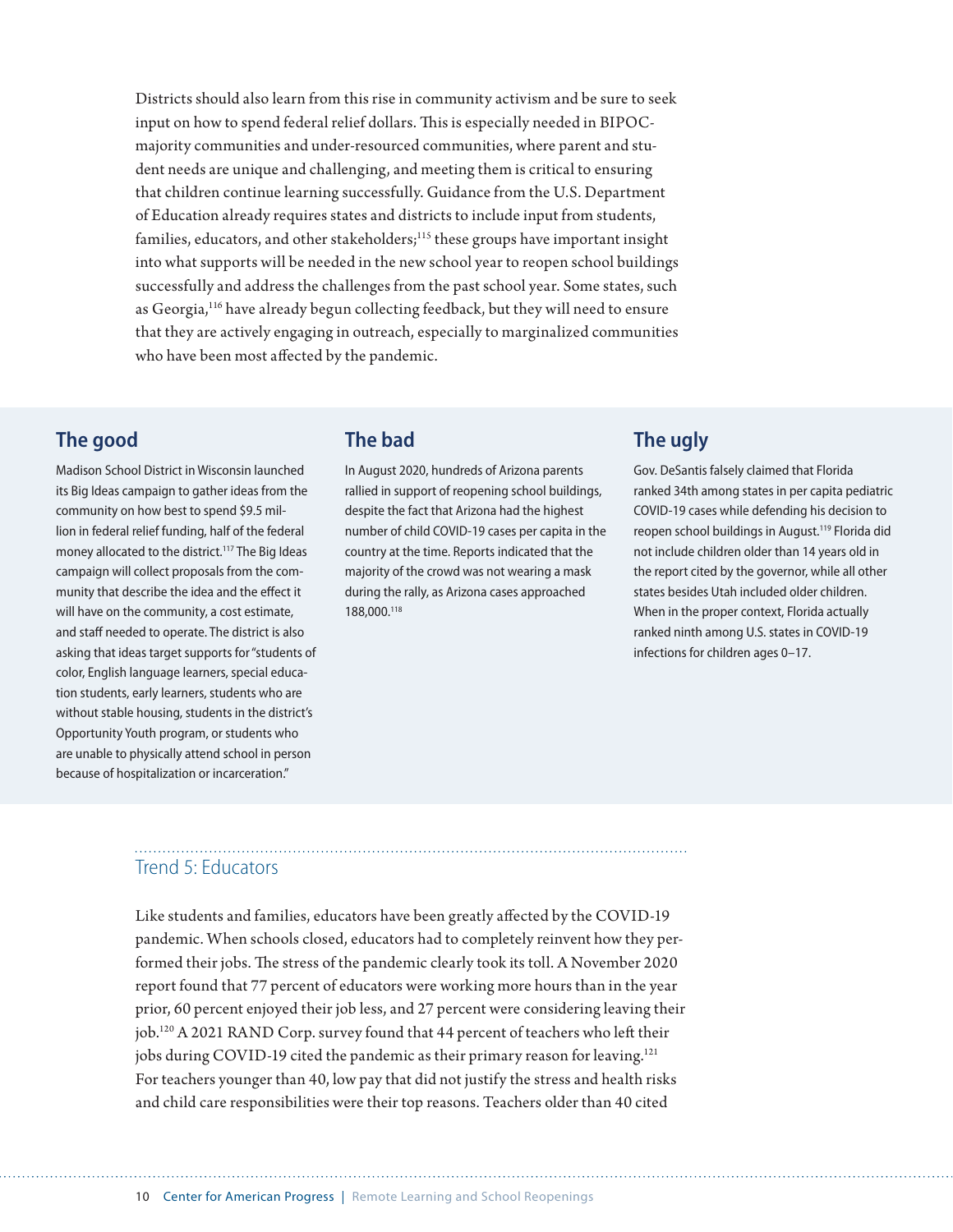Districts should also learn from this rise in community activism and be sure to seek input on how to spend federal relief dollars. This is especially needed in BIPOC-majority communities and under-resourced communities, where parent and student needs are unique and challenging, and meeting them is critical to ensuring that children continue learning successfully. Guidance from the U.S. Department of Education already requires states and districts to include input from students, families, educators, and other stakeholders;[115] these groups have important insight into what supports will be needed in the new school year to reopen school buildings successfully and address the challenges from the past school year. Some states, such as Georgia,[116] have already begun collecting feedback, but they will need to ensure that they are actively engaging in outreach, especially to marginalized communities who have been most affected by the pandemic.

### The good

Madison School District in Wisconsin launched its Big Ideas campaign to gather ideas from the community on how best to spend $9.5 million in federal relief funding, half of the federal money allocated to the district.[117] The Big Ideas campaign will collect proposals from the community that describe the idea and the effect it will have on the community, a cost estimate, and staff needed to operate. The district is also asking that ideas target supports for "students of color, English language learners, special education students, early learners, students who are without stable housing, students in the district's Opportunity Youth program, or students who are unable to physically attend school in person because of hospitalization or incarceration."

### The bad

In August 2020, hundreds of Arizona parents rallied in support of reopening school buildings, despite the fact that Arizona had the highest number of child COVID-19 cases per capita in the country at the time. Reports indicated that the majority of the crowd was not wearing a mask during the rally, as Arizona cases approached 188,000.[118]

### The ugly

Gov. DeSantis falsely claimed that Florida ranked 34th among states in per capita pediatric COVID-19 cases while defending his decision to reopen school buildings in August.[119] Florida did not include children older than 14 years old in the report cited by the governor, while all other states besides Utah included older children. When in the proper context, Florida actually ranked ninth among U.S. states in COVID-19 infections for children ages 0–17.

## Trend 5: Educators

Like students and families, educators have been greatly affected by the COVID-19 pandemic. When schools closed, educators had to completely reinvent how they performed their jobs. The stress of the pandemic clearly took its toll. A November 2020 report found that 77 percent of educators were working more hours than in the year prior, 60 percent enjoyed their job less, and 27 percent were considering leaving their job.[120] A 2021 RAND Corp. survey found that 44 percent of teachers who left their jobs during COVID-19 cited the pandemic as their primary reason for leaving.[121] For teachers younger than 40, low pay that did not justify the stress and health risks and child care responsibilities were their top reasons. Teachers older than 40 cited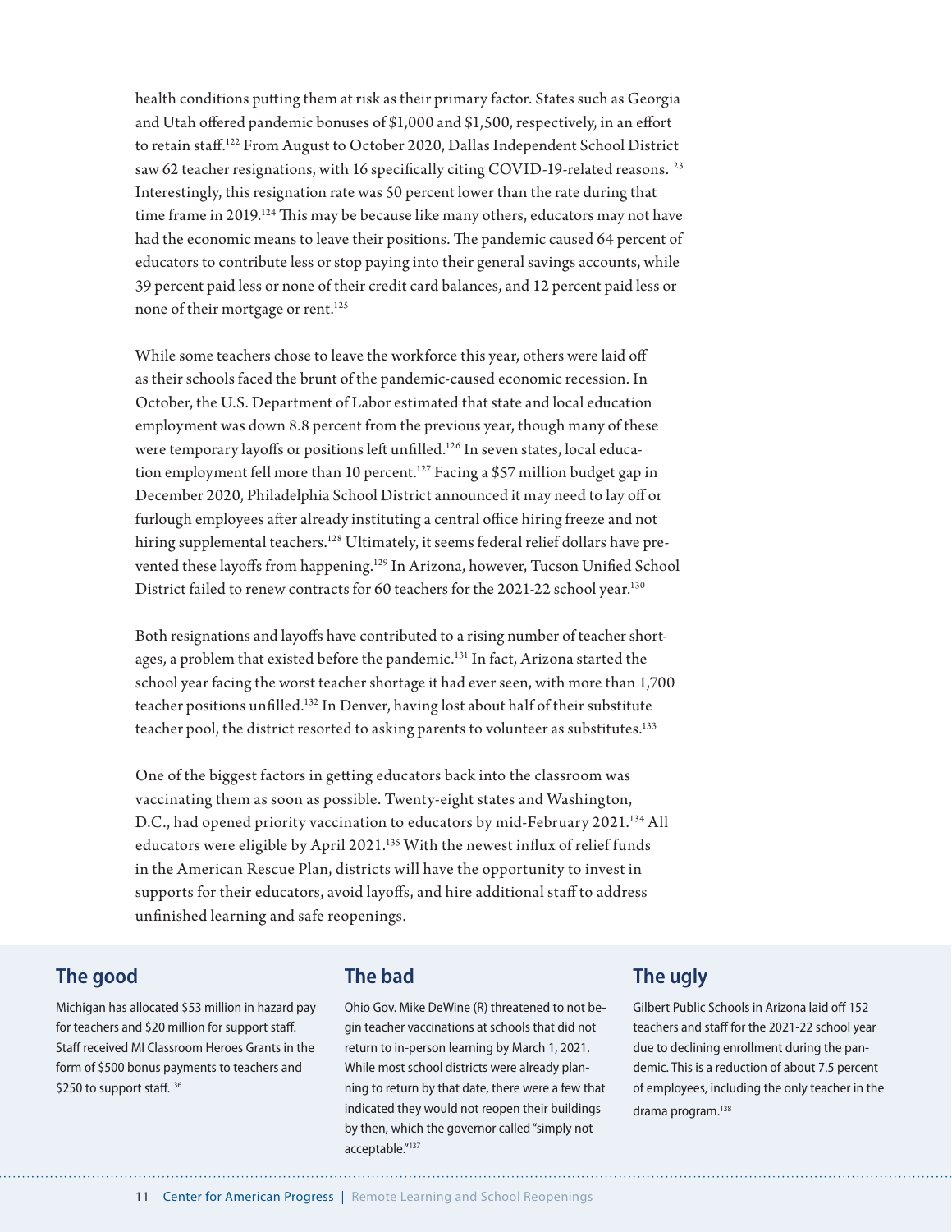health conditions putting them at risk as their primary factor. States such as Georgia and Utah offered pandemic bonuses of $1,000 and $1,500, respectively, in an effort to retain staff.[122] From August to October 2020, Dallas Independent School District saw 62 teacher resignations, with 16 specifically citing COVID-19-related reasons.[123] Interestingly, this resignation rate was 50 percent lower than the rate during that time frame in 2019.[124] This may be because like many others, educators may not have had the economic means to leave their positions. The pandemic caused 64 percent of educators to contribute less or stop paying into their general savings accounts, while 39 percent paid less or none of their credit card balances, and 12 percent paid less or none of their mortgage or rent.[125]

While some teachers chose to leave the workforce this year, others were laid off as their schools faced the brunt of the pandemic-caused economic recession. In October, the U.S. Department of Labor estimated that state and local education employment was down 8.8 percent from the previous year, though many of these were temporary layoffs or positions left unfilled.[126] In seven states, local education employment fell more than 10 percent.[127] Facing a $57 million budget gap in December 2020, Philadelphia School District announced it may need to lay off or furlough employees after already instituting a central office hiring freeze and not hiring supplemental teachers.[128] Ultimately, it seems federal relief dollars have prevented these layoffs from happening.[129] In Arizona, however, Tucson Unified School District failed to renew contracts for 60 teachers for the 2021-22 school year.[130]

Both resignations and layoffs have contributed to a rising number of teacher shortages, a problem that existed before the pandemic.[131] In fact, Arizona started the school year facing the worst teacher shortage it had ever seen, with more than 1,700 teacher positions unfilled.[132] In Denver, having lost about half of their substitute teacher pool, the district resorted to asking parents to volunteer as substitutes.[133]

One of the biggest factors in getting educators back into the classroom was vaccinating them as soon as possible. Twenty-eight states and Washington, D.C., had opened priority vaccination to educators by mid-February 2021.[134] All educators were eligible by April 2021.[135] With the newest influx of relief funds in the American Rescue Plan, districts will have the opportunity to invest in supports for their educators, avoid layoffs, and hire additional staff to address unfinished learning and safe reopenings.

## The good

Michigan has allocated $53 million in hazard pay for teachers and $20 million for support staff. Staff received MI Classroom Heroes Grants in the form of $500 bonus payments to teachers and $250 to support staff.[136]

## The bad

Ohio Gov. Mike DeWine (R) threatened to not begin teacher vaccinations at schools that did not return to in-person learning by March 1, 2021. While most school districts were already planning to return by that date, there were a few that indicated they would not reopen their buildings by then, which the governor called "simply not acceptable."[137]

## The ugly

Gilbert Public Schools in Arizona laid off 152 teachers and staff for the 2021-22 school year due to declining enrollment during the pandemic. This is a reduction of about 7.5 percent of employees, including the only teacher in the drama program.[138]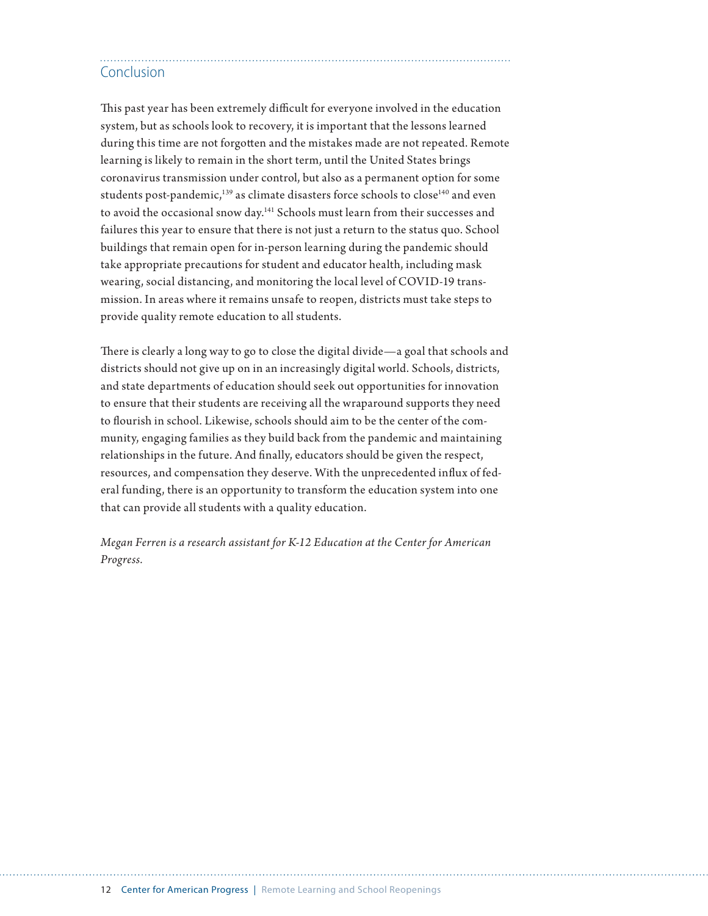## Conclusion

This past year has been extremely difficult for everyone involved in the education system, but as schools look to recovery, it is important that the lessons learned during this time are not forgotten and the mistakes made are not repeated. Remote learning is likely to remain in the short term, until the United States brings coronavirus transmission under control, but also as a permanent option for some students post-pandemic,[139] as climate disasters force schools to close[140] and even to avoid the occasional snow day.[141] Schools must learn from their successes and failures this year to ensure that there is not just a return to the status quo. School buildings that remain open for in-person learning during the pandemic should take appropriate precautions for student and educator health, including mask wearing, social distancing, and monitoring the local level of COVID-19 transmission. In areas where it remains unsafe to reopen, districts must take steps to provide quality remote education to all students.

There is clearly a long way to go to close the digital divide—a goal that schools and districts should not give up on in an increasingly digital world. Schools, districts, and state departments of education should seek out opportunities for innovation to ensure that their students are receiving all the wraparound supports they need to flourish in school. Likewise, schools should aim to be the center of the community, engaging families as they build back from the pandemic and maintaining relationships in the future. And finally, educators should be given the respect, resources, and compensation they deserve. With the unprecedented influx of federal funding, there is an opportunity to transform the education system into one that can provide all students with a quality education.

*Megan Ferren is a research assistant for K-12 Education at the Center for American Progress.*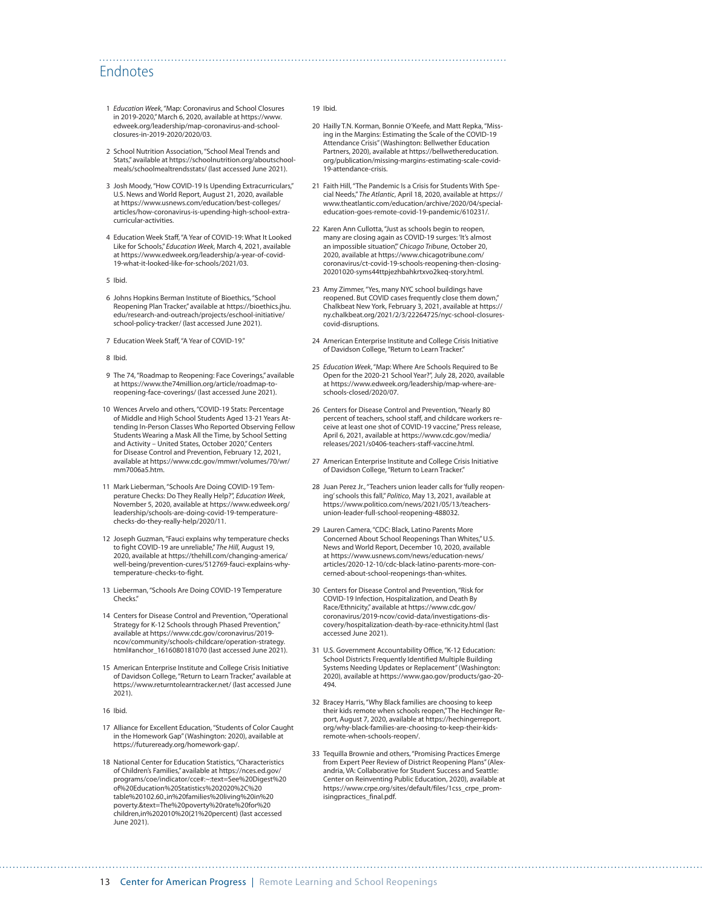## Endnotes

1. *Education Week*, "Map: Coronavirus and School Closures in 2019-2020," March 6, 2020, available at https://www.edweek.org/leadership/map-coronavirus-and-school-closures-in-2019-2020/2020/03.
2. School Nutrition Association, "School Meal Trends and Stats," available at https://schoolnutrition.org/aboutschoolmeals/schoolmealtrendsstats/ (last accessed June 2021).
3. Josh Moody, "How COVID-19 Is Upending Extracurriculars," U.S. News and World Report, August 21, 2020, available at https://www.usnews.com/education/best-colleges/articles/how-coronavirus-is-upending-high-school-extracurricular-activities.
4. Education Week Staff, "A Year of COVID-19: What It Looked Like for Schools," *Education Week*, March 4, 2021, available at https://www.edweek.org/leadership/a-year-of-covid-19-what-it-looked-like-for-schools/2021/03.
5. Ibid.
6. Johns Hopkins Berman Institute of Bioethics, "School Reopening Plan Tracker," available at https://bioethics.jhu.edu/research-and-outreach/projects/eschool-initiative/school-policy-tracker/ (last accessed June 2021).
7. Education Week Staff, "A Year of COVID-19."
8. Ibid.
9. The 74, "Roadmap to Reopening: Face Coverings," available at https://www.the74million.org/article/roadmap-to-reopening-face-coverings/ (last accessed June 2021).
10. Wences Arvelo and others, "COVID-19 Stats: Percentage of Middle and High School Students Aged 13-21 Years Attending In-Person Classes Who Reported Observing Fellow Students Wearing a Mask All the Time, by School Setting and Activity – United States, October 2020," Centers for Disease Control and Prevention, February 12, 2021, available at https://www.cdc.gov/mmwr/volumes/70/wr/mm7006a5.htm.
11. Mark Lieberman, "Schools Are Doing COVID-19 Temperature Checks: Do They Really Help?", *Education Week*, November 5, 2020, available at https://www.edweek.org/leadership/schools-are-doing-covid-19-temperature-checks-do-they-really-help/2020/11.
12. Joseph Guzman, "Fauci explains why temperature checks to fight COVID-19 are unreliable," *The Hill*, August 19, 2020, available at https://thehill.com/changing-america/well-being/prevention-cures/512769-fauci-explains-why-temperature-checks-to-fight.
13. Lieberman, "Schools Are Doing COVID-19 Temperature Checks."
14. Centers for Disease Control and Prevention, "Operational Strategy for K-12 Schools through Phased Prevention," available at https://www.cdc.gov/coronavirus/2019-ncov/community/schools-childcare/operation-strategy.html#anchor_1616080181070 (last accessed June 2021).
15. American Enterprise Institute and College Crisis Initiative of Davidson College, "Return to Learn Tracker," available at https://www.returntolearntracker.net/ (last accessed June 2021).
16. Ibid.
17. Alliance for Excellent Education, "Students of Color Caught in the Homework Gap" (Washington: 2020), available at https://futureready.org/homework-gap/.
18. National Center for Education Statistics, "Characteristics of Children's Families," available at https://nces.ed.gov/programs/coe/indicator/cce#:~:text=See%20Digest%20of%20Education%20Statistics%202020%2C%20table%20102.60.,in%20families%20living%20in%20poverty.&text=The%20poverty%20rate%20for%20children,in%202010%20(21%20percent) (last accessed June 2021).
19. Ibid.
20. Hailly T.N. Korman, Bonnie O'Keefe, and Matt Repka, "Missing in the Margins: Estimating the Scale of the COVID-19 Attendance Crisis" (Washington: Bellwether Education Partners, 2020), available at https://bellwethereducation.org/publication/missing-margins-estimating-scale-covid-19-attendance-crisis.
21. Faith Hill, "The Pandemic Is a Crisis for Students With Special Needs," *The Atlantic*, April 18, 2020, available at https://www.theatlantic.com/education/archive/2020/04/special-education-goes-remote-covid-19-pandemic/610231/.
22. Karen Ann Cullotta, "Just as schools begin to reopen, many are closing again as COVID-19 surges: 'It's almost an impossible situation'," *Chicago Tribune*, October 20, 2020, available at https://www.chicagotribune.com/coronavirus/ct-covid-19-schools-reopening-then-closing-20201020-syms44ttpjezhbahkrtxvo2keq-story.html.
23. Amy Zimmer, "Yes, many NYC school buildings have reopened. But COVID cases frequently close them down," Chalkbeat New York, February 3, 2021, available at https://ny.chalkbeat.org/2021/2/3/22264725/nyc-school-closures-covid-disruptions.
24. American Enterprise Institute and College Crisis Initiative of Davidson College, "Return to Learn Tracker."
25. *Education Week*, "Map: Where Are Schools Required to Be Open for the 2020-21 School Year?", July 28, 2020, available at https://www.edweek.org/leadership/map-where-are-schools-closed/2020/07.
26. Centers for Disease Control and Prevention, "Nearly 80 percent of teachers, school staff, and childcare workers receive at least one shot of COVID-19 vaccine," Press release, April 6, 2021, available at https://www.cdc.gov/media/releases/2021/s0406-teachers-staff-vaccine.html.
27. American Enterprise Institute and College Crisis Initiative of Davidson College, "Return to Learn Tracker."
28. Juan Perez Jr., "Teachers union leader calls for 'fully reopening' schools this fall," *Politico*, May 13, 2021, available at https://www.politico.com/news/2021/05/13/teachers-union-leader-full-school-reopening-488032.
29. Lauren Camera, "CDC: Black, Latino Parents More Concerned About School Reopenings Than Whites," U.S. News and World Report, December 10, 2020, available at https://www.usnews.com/news/education-news/articles/2020-12-10/cdc-black-latino-parents-more-concerned-about-school-reopenings-than-whites.
30. Centers for Disease Control and Prevention, "Risk for COVID-19 Infection, Hospitalization, and Death By Race/Ethnicity," available at https://www.cdc.gov/coronavirus/2019-ncov/covid-data/investigations-discovery/hospitalization-death-by-race-ethnicity.html (last accessed June 2021).
31. U.S. Government Accountability Office, "K-12 Education: School Districts Frequently Identified Multiple Building Systems Needing Updates or Replacement" (Washington: 2020), available at https://www.gao.gov/products/gao-20-494.
32. Bracey Harris, "Why Black families are choosing to keep their kids remote when schools reopen," The Hechinger Report, August 7, 2020, available at https://hechingerreport.org/why-black-families-are-choosing-to-keep-their-kids-remote-when-schools-reopen/.
33. Tequilla Brownie and others, "Promising Practices Emerge from Expert Peer Review of District Reopening Plans" (Alexandria, VA: Collaborative for Student Success and Seattle: Center on Reinventing Public Education, 2020), available at https://www.crpe.org/sites/default/files/1css_crpe_promisingpractices_final.pdf.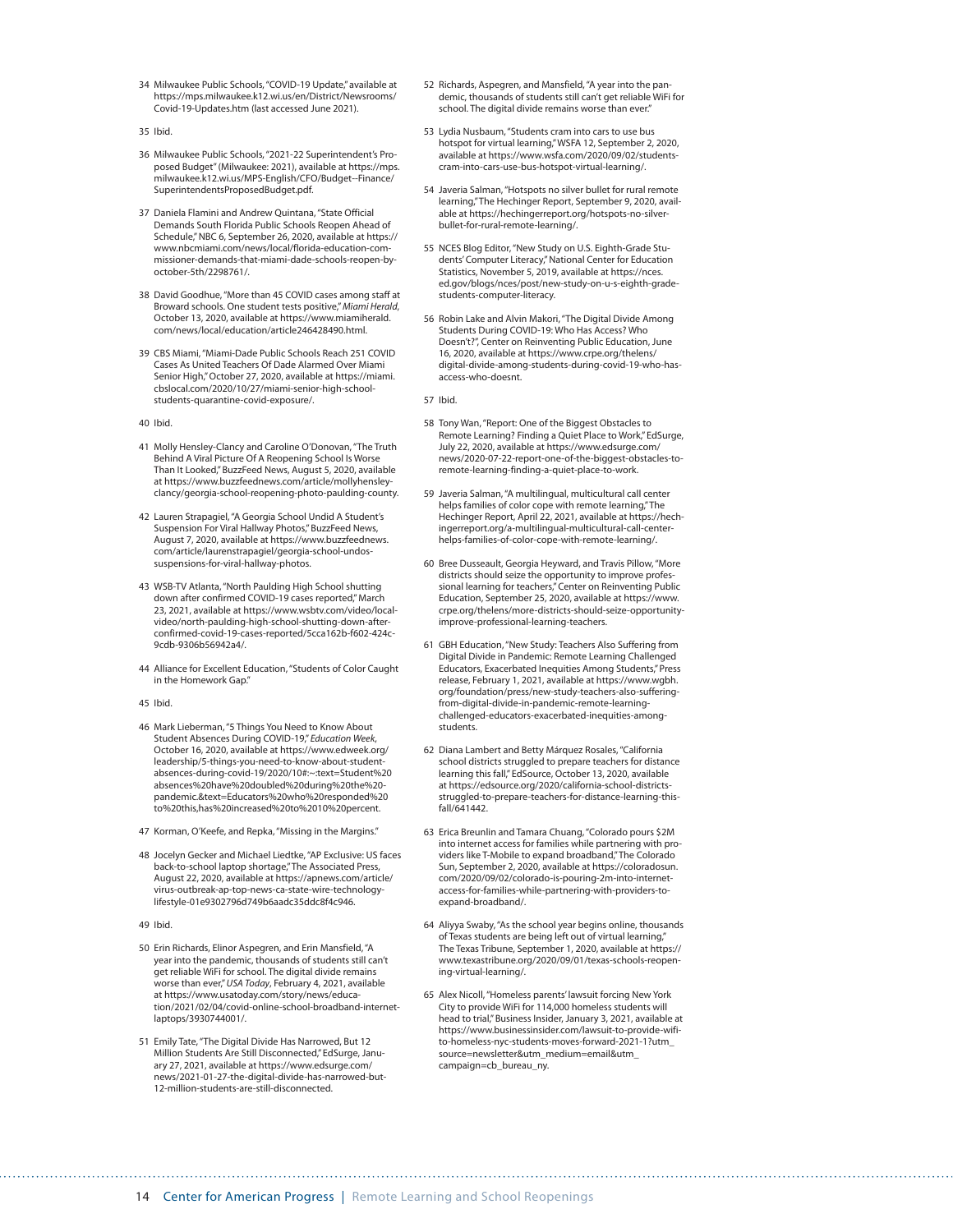34 Milwaukee Public Schools, "COVID-19 Update," available at https://mps.milwaukee.k12.wi.us/en/District/Newsrooms/Covid-19-Updates.htm (last accessed June 2021).

35 Ibid.

36 Milwaukee Public Schools, "2021-22 Superintendent's Proposed Budget" (Milwaukee: 2021), available at https://mps.milwaukee.k12.wi.us/MPS-English/CFO/Budget--Finance/SuperintendentsProposedBudget.pdf.

37 Daniela Flamini and Andrew Quintana, "State Official Demands South Florida Public Schools Reopen Ahead of Schedule," NBC 6, September 26, 2020, available at https://www.nbcmiami.com/news/local/florida-education-commissioner-demands-that-miami-dade-schools-reopen-by-october-5th/2298761/.

38 David Goodhue, "More than 45 COVID cases among staff at Broward schools. One student tests positive," *Miami Herald*, October 13, 2020, available at https://www.miamiherald.com/news/local/education/article246428490.html.

39 CBS Miami, "Miami-Dade Public Schools Reach 251 COVID Cases As United Teachers Of Dade Alarmed Over Miami Senior High," October 27, 2020, available at https://miami.cbslocal.com/2020/10/27/miami-senior-high-school-students-quarantine-covid-exposure/.

40 Ibid.

41 Molly Hensley-Clancy and Caroline O'Donovan, "The Truth Behind A Viral Picture Of A Reopening School Is Worse Than It Looked," BuzzFeed News, August 5, 2020, available at https://www.buzzfeednews.com/article/mollyhensley-clancy/georgia-school-reopening-photo-paulding-county.

42 Lauren Strapagiel, "A Georgia School Undid A Student's Suspension For Viral Hallway Photos," BuzzFeed News, August 7, 2020, available at https://www.buzzfeednews.com/article/laurenstrapagiel/georgia-school-undos-suspensions-for-viral-hallway-photos.

43 WSB-TV Atlanta, "North Paulding High School shutting down after confirmed COVID-19 cases reported," March 23, 2021, available at https://www.wsbtv.com/video/local-video/north-paulding-high-school-shutting-down-after-confirmed-covid-19-cases-reported/5cca162b-f602-424c-9cdb-9306b56942a4/.

44 Alliance for Excellent Education, "Students of Color Caught in the Homework Gap."

45 Ibid.

46 Mark Lieberman, "5 Things You Need to Know About Student Absences During COVID-19," *Education Week*, October 16, 2020, available at https://www.edweek.org/leadership/5-things-you-need-to-know-about-student-absences-during-covid-19/2020/10#:~:text=Student%20absences%20have%20doubled%20during%20the%20-pandemic.&text=Educators%20who%20responded%20to%20this,has%20increased%20to%2010%20percent.

47 Korman, O'Keefe, and Repka, "Missing in the Margins."

48 Jocelyn Gecker and Michael Liedtke, "AP Exclusive: US faces back-to-school laptop shortage," The Associated Press, August 22, 2020, available at https://apnews.com/article/virus-outbreak-ap-top-news-ca-state-wire-technology-lifestyle-01e9302796d749b6aadc35ddc8f4c946.

49 Ibid.

50 Erin Richards, Elinor Aspegren, and Erin Mansfield, "A year into the pandemic, thousands of students still can't get reliable WiFi for school. The digital divide remains worse than ever," *USA Today*, February 4, 2021, available at https://www.usatoday.com/story/news/education/2021/02/04/covid-online-school-broadband-internet-laptops/3930744001/.

51 Emily Tate, "The Digital Divide Has Narrowed, But 12 Million Students Are Still Disconnected," EdSurge, January 27, 2021, available at https://www.edsurge.com/news/2021-01-27-the-digital-divide-has-narrowed-but-12-million-students-are-still-disconnected.

52 Richards, Aspegren, and Mansfield, "A year into the pandemic, thousands of students still can't get reliable WiFi for school. The digital divide remains worse than ever."

53 Lydia Nusbaum, "Students cram into cars to use bus hotspot for virtual learning," WSFA 12, September 2, 2020, available at https://www.wsfa.com/2020/09/02/students-cram-into-cars-use-bus-hotspot-virtual-learning/.

54 Javeria Salman, "Hotspots no silver bullet for rural remote learning," The Hechinger Report, September 9, 2020, available at https://hechingerreport.org/hotspots-no-silver-bullet-for-rural-remote-learning/.

55 NCES Blog Editor, "New Study on U.S. Eighth-Grade Students' Computer Literacy," National Center for Education Statistics, November 5, 2019, available at https://nces.ed.gov/blogs/nces/post/new-study-on-u-s-eighth-grade-students-computer-literacy.

56 Robin Lake and Alvin Makori, "The Digital Divide Among Students During COVID-19: Who Has Access? Who Doesn't?", Center on Reinventing Public Education, June 16, 2020, available at https://www.crpe.org/thelens/digital-divide-among-students-during-covid-19-who-has-access-who-doesnt.

57 Ibid.

58 Tony Wan, "Report: One of the Biggest Obstacles to Remote Learning? Finding a Quiet Place to Work," EdSurge, July 22, 2020, available at https://www.edsurge.com/news/2020-07-22-report-one-of-the-biggest-obstacles-to-remote-learning-finding-a-quiet-place-to-work.

59 Javeria Salman, "A multilingual, multicultural call center helps families of color cope with remote learning," The Hechinger Report, April 22, 2021, available at https://hechingerreport.org/a-multilingual-multicultural-call-center-helps-families-of-color-cope-with-remote-learning/.

60 Bree Dusseault, Georgia Heyward, and Travis Pillow, "More districts should seize the opportunity to improve professional learning for teachers," Center on Reinventing Public Education, September 25, 2020, available at https://www.crpe.org/thelens/more-districts-should-seize-opportunity-improve-professional-learning-teachers.

61 GBH Education, "New Study: Teachers Also Suffering from Digital Divide in Pandemic: Remote Learning Challenged Educators, Exacerbated Inequities Among Students," Press release, February 1, 2021, available at https://www.wgbh.org/foundation/press/new-study-teachers-also-suffering-from-digital-divide-in-pandemic-remote-learning-challenged-educators-exacerbated-inequities-among-students.

62 Diana Lambert and Betty Márquez Rosales, "California school districts struggled to prepare teachers for distance learning this fall," EdSource, October 13, 2020, available at https://edsource.org/2020/california-school-districts-struggled-to-prepare-teachers-for-distance-learning-this-fall/641442.

63 Erica Breunlin and Tamara Chuang, "Colorado pours $2M into internet access for families while partnering with providers like T-Mobile to expand broadband," The Colorado Sun, September 2, 2020, available at https://coloradosun.com/2020/09/02/colorado-is-pouring-2m-into-internet-access-for-families-while-partnering-with-providers-to-expand-broadband/.

64 Aliyya Swaby, "As the school year begins online, thousands of Texas students are being left out of virtual learning," The Texas Tribune, September 1, 2020, available at https://www.texastribune.org/2020/09/01/texas-schools-reopening-virtual-learning/.

65 Alex Nicoll, "Homeless parents' lawsuit forcing New York City to provide WiFi for 114,000 homeless students will head to trial," Business Insider, January 3, 2021, available at https://www.businessinsider.com/lawsuit-to-provide-wifi-to-homeless-nyc-students-moves-forward-2021-1?utm_source=newsletter&utm_medium=email&utm_campaign=cb_bureau_ny.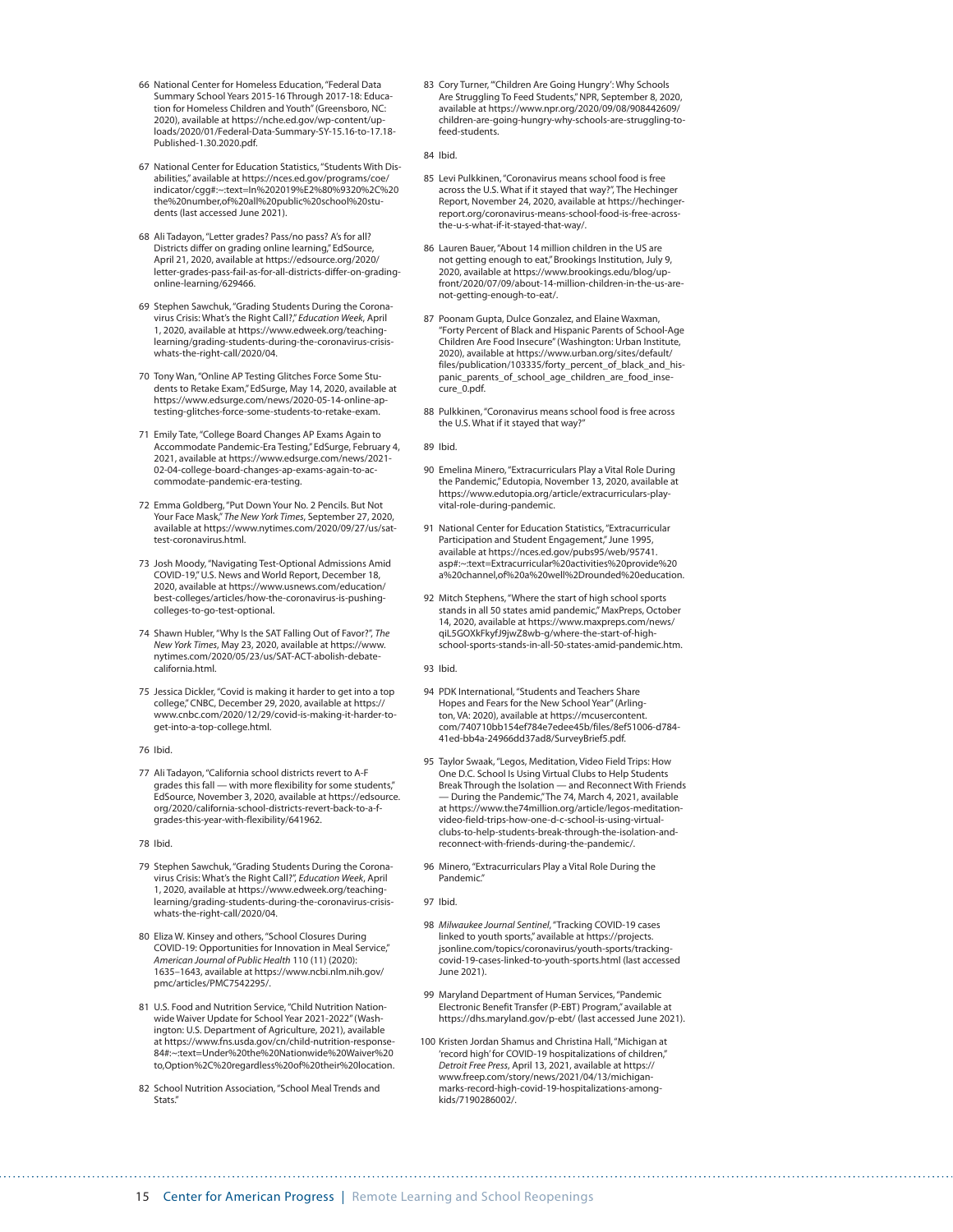66 National Center for Homeless Education, "Federal Data Summary School Years 2015-16 Through 2017-18: Education for Homeless Children and Youth" (Greensboro, NC: 2020), available at https://nche.ed.gov/wp-content/uploads/2020/01/Federal-Data-Summary-SY-15.16-to-17.18-Published-1.30.2020.pdf.

67 National Center for Education Statistics, "Students With Disabilities," available at https://nces.ed.gov/programs/coe/indicator/cgg#:~:text=In%202019%E2%80%9320%2C%20the%20number,of%20all%20public%20school%20students (last accessed June 2021).

68 Ali Tadayon, "Letter grades? Pass/no pass? A's for all? Districts differ on grading online learning," EdSource, April 21, 2020, available at https://edsource.org/2020/letter-grades-pass-fail-as-for-all-districts-differ-on-grading-online-learning/629466.

69 Stephen Sawchuk, "Grading Students During the Coronavirus Crisis: What's the Right Call?," *Education Week*, April 1, 2020, available at https://www.edweek.org/teaching-learning/grading-students-during-the-coronavirus-crisis-whats-the-right-call/2020/04.

70 Tony Wan, "Online AP Testing Glitches Force Some Students to Retake Exam," EdSurge, May 14, 2020, available at https://www.edsurge.com/news/2020-05-14-online-ap-testing-glitches-force-some-students-to-retake-exam.

71 Emily Tate, "College Board Changes AP Exams Again to Accommodate Pandemic-Era Testing," EdSurge, February 4, 2021, available at https://www.edsurge.com/news/2021-02-04-college-board-changes-ap-exams-again-to-accommodate-pandemic-era-testing.

72 Emma Goldberg, "Put Down Your No. 2 Pencils. But Not Your Face Mask," *The New York Times*, September 27, 2020, available at https://www.nytimes.com/2020/09/27/us/sat-test-coronavirus.html.

73 Josh Moody, "Navigating Test-Optional Admissions Amid COVID-19," U.S. News and World Report, December 18, 2020, available at https://www.usnews.com/education/best-colleges/articles/how-the-coronavirus-is-pushing-colleges-to-go-test-optional.

74 Shawn Hubler, "Why Is the SAT Falling Out of Favor?", *The New York Times*, May 23, 2020, available at https://www.nytimes.com/2020/05/23/us/SAT-ACT-abolish-debate-california.html.

75 Jessica Dickler, "Covid is making it harder to get into a top college," CNBC, December 29, 2020, available at https://www.cnbc.com/2020/12/29/covid-is-making-it-harder-to-get-into-a-top-college.html.

76 Ibid.

77 Ali Tadayon, "California school districts revert to A-F grades this fall — with more flexibility for some students," EdSource, November 3, 2020, available at https://edsource.org/2020/california-school-districts-revert-back-to-a-f-grades-this-year-with-flexibility/641962.

78 Ibid.

79 Stephen Sawchuk, "Grading Students During the Coronavirus Crisis: What's the Right Call?", *Education Week*, April 1, 2020, available at https://www.edweek.org/teaching-learning/grading-students-during-the-coronavirus-crisis-whats-the-right-call/2020/04.

80 Eliza W. Kinsey and others, "School Closures During COVID-19: Opportunities for Innovation in Meal Service," *American Journal of Public Health* 110 (11) (2020): 1635–1643, available at https://www.ncbi.nlm.nih.gov/pmc/articles/PMC7542295/.

81 U.S. Food and Nutrition Service, "Child Nutrition Nationwide Waiver Update for School Year 2021-2022" (Washington: U.S. Department of Agriculture, 2021), available at https://www.fns.usda.gov/cn/child-nutrition-response-84#:~:text=Under%20the%20Nationwide%20Waiver%20to,Option%2C%20regardless%20of%20their%20location.

82 School Nutrition Association, "School Meal Trends and Stats."

83 Cory Turner, "'Children Are Going Hungry': Why Schools Are Struggling To Feed Students," NPR, September 8, 2020, available at https://www.npr.org/2020/09/08/908442609/children-are-going-hungry-why-schools-are-struggling-to-feed-students.

84 Ibid.

85 Levi Pulkkinen, "Coronavirus means school food is free across the U.S. What if it stayed that way?", The Hechinger Report, November 24, 2020, available at https://hechingerreport.org/coronavirus-means-school-food-is-free-across-the-u-s-what-if-it-stayed-that-way/.

86 Lauren Bauer, "About 14 million children in the US are not getting enough to eat," Brookings Institution, July 9, 2020, available at https://www.brookings.edu/blog/up-front/2020/07/09/about-14-million-children-in-the-us-are-not-getting-enough-to-eat/.

87 Poonam Gupta, Dulce Gonzalez, and Elaine Waxman, "Forty Percent of Black and Hispanic Parents of School-Age Children Are Food Insecure" (Washington: Urban Institute, 2020), available at https://www.urban.org/sites/default/files/publication/103335/forty_percent_of_black_and_hispanic_parents_of_school_age_children_are_food_insecure_0.pdf.

88 Pulkkinen, "Coronavirus means school food is free across the U.S. What if it stayed that way?"

89 Ibid.

90 Emelina Minero, "Extracurriculars Play a Vital Role During the Pandemic," Edutopia, November 13, 2020, available at https://www.edutopia.org/article/extracurriculars-play-vital-role-during-pandemic.

91 National Center for Education Statistics, "Extracurricular Participation and Student Engagement," June 1995, available at https://nces.ed.gov/pubs95/web/95741.asp#:~:text=Extracurricular%20activities%20provide%20a%20channel,of%20a%20well%2Drounded%20education.

92 Mitch Stephens, "Where the start of high school sports stands in all 50 states amid pandemic," MaxPreps, October 14, 2020, available at https://www.maxpreps.com/news/qiL5GOXkFkyfJ9jwZ8wb-g/where-the-start-of-high-school-sports-stands-in-all-50-states-amid-pandemic.htm.

93 Ibid.

94 PDK International, "Students and Teachers Share Hopes and Fears for the New School Year" (Arlington, VA: 2020), available at https://mcusercontent.com/740710bb154ef784e7edee45b/files/8ef51006-d784-41ed-bb4a-24966dd37ad8/SurveyBrief5.pdf.

95 Taylor Swaak, "Legos, Meditation, Video Field Trips: How One D.C. School Is Using Virtual Clubs to Help Students Break Through the Isolation — and Reconnect With Friends — During the Pandemic," The 74, March 4, 2021, available at https://www.the74million.org/article/legos-meditation-video-field-trips-how-one-d-c-school-is-using-virtual-clubs-to-help-students-break-through-the-isolation-and-reconnect-with-friends-during-the-pandemic/.

96 Minero, "Extracurriculars Play a Vital Role During the Pandemic."

97 Ibid.

98 *Milwaukee Journal Sentinel*, "Tracking COVID-19 cases linked to youth sports," available at https://projects.jsonline.com/topics/coronavirus/youth-sports/tracking-covid-19-cases-linked-to-youth-sports.html (last accessed June 2021).

99 Maryland Department of Human Services, "Pandemic Electronic Benefit Transfer (P-EBT) Program," available at https://dhs.maryland.gov/p-ebt/ (last accessed June 2021).

100 Kristen Jordan Shamus and Christina Hall, "Michigan at 'record high' for COVID-19 hospitalizations of children," *Detroit Free Press*, April 13, 2021, available at https://www.freep.com/story/news/2021/04/13/michigan-marks-record-high-covid-19-hospitalizations-among-kids/7190286002/.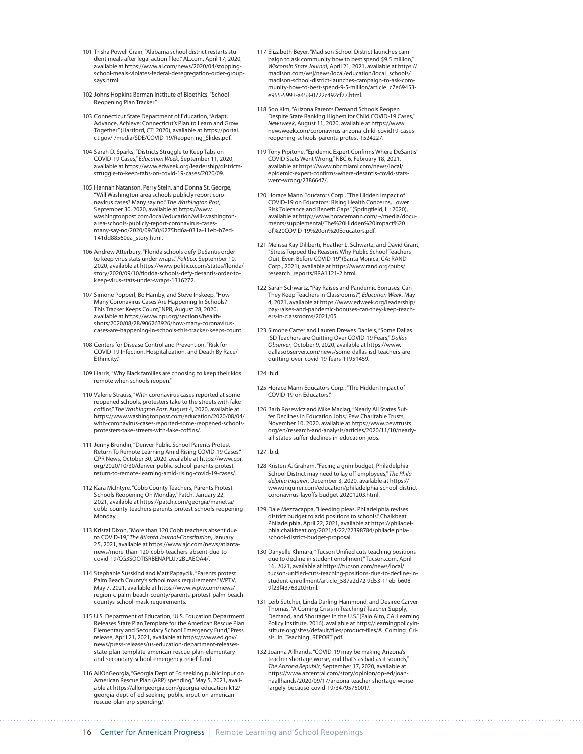101 Trisha Powell Crain, "Alabama school district restarts student meals after legal action filed," AL.com, April 17, 2020, available at https://www.al.com/news/2020/04/stopping-school-meals-violates-federal-desegregation-order-group-says.html.

102 Johns Hopkins Berman Institute of Bioethics, "School Reopening Plan Tracker."

103 Connecticut State Department of Education, "Adapt, Advance, Achieve: Connecticut's Plan to Learn and Grow Together" (Hartford, CT: 2020), available at https://portal.ct.gov/-/media/SDE/COVID-19/Reopening_Slides.pdf.

104 Sarah D. Sparks, "Districts Struggle to Keep Tabs on COVID-19 Cases," *Education Week*, September 11, 2020, available at https://www.edweek.org/leadership/districts-struggle-to-keep-tabs-on-covid-19-cases/2020/09.

105 Hannah Natanson, Perry Stein, and Donna St. George, "Will Washington-area schools publicly report coronavirus cases? Many say no," *The Washington Post*, September 30, 2020, available at https://www.washingtonpost.com/local/education/will-washington-area-schools-publicly-report-coronavirus-cases-many-say-no/2020/09/30/6275bd6a-031a-11eb-b7ed-141dd88560ea_story.html.

106 Andrew Atterbury, "Florida schools defy DeSantis order to keep virus stats under wraps," *Politico*, September 10, 2020, available at https://www.politico.com/states/florida/story/2020/09/10/florida-schools-defy-desantis-order-to-keep-virus-stats-under-wraps-1316272.

107 Simone Popperl, Bo Hamby, and Steve Inskeep, "How Many Coronavirus Cases Are Happening In Schools? This Tracker Keeps Count," NPR, August 28, 2020, available at https://www.npr.org/sections/health-shots/2020/08/28/906263926/how-many-coronavirus-cases-are-happening-in-schools-this-tracker-keeps-count.

108 Centers for Disease Control and Prevention, "Risk for COVID-19 Infection, Hospitalization, and Death By Race/Ethnicity."

109 Harris, "Why Black families are choosing to keep their kids remote when schools reopen."

110 Valerie Strauss, "With coronavirus cases reported at some reopened schools, protesters take to the streets with fake coffins," *The Washington Post*, August 4, 2020, available at https://www.washingtonpost.com/education/2020/08/04/with-coronavirus-cases-reported-some-reopened-schools-protesters-take-streets-with-fake-coffins/.

111 Jenny Brundin, "Denver Public School Parents Protest Return To Remote Learning Amid Rising COVID-19 Cases," CPR News, October 30, 2020, available at https://www.cpr.org/2020/10/30/denver-public-school-parents-protest-return-to-remote-learning-amid-rising-covid-19-cases/.

112 Kara McIntyre, "Cobb County Teachers, Parents Protest Schools Reopening On Monday," Patch, January 22, 2021, available at https://patch.com/georgia/marietta/cobb-county-teachers-parents-protest-schools-reopening-Monday.

113 Kristal Dixon, "More than 120 Cobb teachers absent due to COVID-19," *The Atlanta Journal-Constitution*, January 25, 2021, available at https://www.ajc.com/news/atlanta-news/more-than-120-cobb-teachers-absent-due-to-covid-19/CG3SOOTISRBENAPLU72BLAEQA4/.

114 Stephanie Susskind and Matt Papaycik, "Parents protest Palm Beach County's school mask requirements," WPTV, May 7, 2021, available at https://www.wptv.com/news/region-c-palm-beach-county/parents-protest-palm-beach-countys-school-mask-requirements.

115 U.S. Department of Education, "U.S. Education Department Releases State Plan Template for the American Rescue Plan Elementary and Secondary School Emergency Fund," Press release, April 21, 2021, available at https://www.ed.gov/news/press-releases/us-education-department-releases-state-plan-template-american-rescue-plan-elementary-and-secondary-school-emergency-relief-fund.

116 AllOnGeorgia, "Georgia Dept of Ed seeking public input on American Rescue Plan (ARP) spending," May 5, 2021, available at https://allongeorgia.com/georgia-education-k12/georgia-dept-of-ed-seeking-public-input-on-american-rescue-plan-arp-spending/.

117 Elizabeth Beyer, "Madison School District launches campaign to ask community how to best spend $9.5 million," *Wisconsin State Journal*, April 21, 2021, available at https://madison.com/wsj/news/local/education/local_schools/madison-school-district-launches-campaign-to-ask-community-how-to-best-spend-9-5-million/article_c7e69453-e955-5993-a453-0722c492cf77.html.

118 Soo Kim, "Arizona Parents Demand Schools Reopen Despite State Ranking Highest for Child COVID-19 Cases," *Newsweek*, August 11, 2020, available at https://www.newsweek.com/coronavirus-arizona-child-covid19-cases-reopening-schools-parents-protest-1524227.

119 Tony Pipitone, "Epidemic Expert Confirms Where DeSantis' COVID Stats Went Wrong," NBC 6, February 18, 2021, available at https://www.nbcmiami.com/news/local/epidemic-expert-confirms-where-desantis-covid-stats-went-wrong/2386647/.

120 Horace Mann Educators Corp., "The Hidden Impact of COVID-19 on Educators: Rising Health Concerns, Lower Risk Tolerance and Benefit Gaps" (Springfield, IL: 2020), available at http://www.horacemann.com/~/media/documents/supplemental/The%20Hidden%20Impact%20of%20COVID-19%20on%20Educators.pdf.

121 Melissa Kay Diliberti, Heather L. Schwartz, and David Grant, "Stress Topped the Reasons Why Public School Teachers Quit, Even Before COVID-19" (Santa Monica, CA: RAND Corp., 2021), available at https://www.rand.org/pubs/research_reports/RRA1121-2.html.

122 Sarah Schwartz, "Pay Raises and Pandemic Bonuses: Can They Keep Teachers in Classrooms?", *Education Week*, May 4, 2021, available at https://www.edweek.org/leadership/pay-raises-and-pandemic-bonuses-can-they-keep-teachers-in-classrooms/2021/05.

123 Simone Carter and Lauren Drewes Daniels, "Some Dallas ISD Teachers are Quitting Over COVID-19 Fears," *Dallas Observer*, October 9, 2020, available at https://www.dallasobserver.com/news/some-dallas-isd-teachers-are-quitting-over-covid-19-fears-11951459.

124 Ibid.

125 Horace Mann Educators Corp., "The Hidden Impact of COVID-19 on Educators."

126 Barb Rosewicz and Mike Maciag, "Nearly All States Suffer Declines in Education Jobs," Pew Charitable Trusts, November 10, 2020, available at https://www.pewtrusts.org/en/research-and-analysis/articles/2020/11/10/nearly-all-states-suffer-declines-in-education-jobs.

127 Ibid.

128 Kristen A. Graham, "Facing a grim budget, Philadelphia School District may need to lay off employees," *The Philadelphia Inquirer*, December 3, 2020, available at https://www.inquirer.com/education/philadelphia-school-district-coronavirus-layoffs-budget-20201203.html.

129 Dale Mezzacappa, "Heeding pleas, Philadelphia revises district budget to add positions to schools," Chalkbeat Philadelphia, April 22, 2021, available at https://philadelphia.chalkbeat.org/2021/4/22/22398784/philadelphia-school-district-budget-proposal.

130 Danyelle Khmara, "Tucson Unified cuts teaching positions due to decline in student enrollment," Tucson.com, April 16, 2021, available at https://tucson.com/news/local/tucson-unified-cuts-teaching-positions-due-to-decline-in-student-enrollment/article_587a2d72-9d53-11eb-b608-9f23f4376320.html.

131 Leib Sutcher, Linda Darling-Hammond, and Desiree Carver-Thomas, "A Coming Crisis in Teaching? Teacher Supply, Demand, and Shortages in the U.S." (Palo Alto, CA: Learning Policy Institute, 2016), available at https://learningpolicyinstitute.org/sites/default/files/product-files/A_Coming_Crisis_in_Teaching_REPORT.pdf.

132 Joanna Allhands, "COVID-19 may be making Arizona's teacher shortage worse, and that's as bad as it sounds," *The Arizona Republic*, September 17, 2020, available at https://www.azcentral.com/story/opinion/op-ed/joannaallhands/2020/09/17/arizona-teacher-shortage-worse-largely-because-covid-19/3479575001/.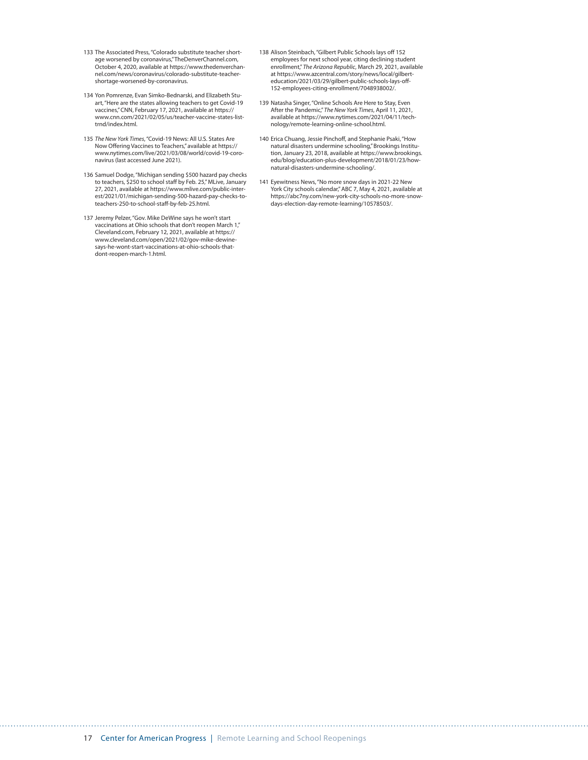133 The Associated Press, "Colorado substitute teacher shortage worsened by coronavirus," TheDenverChannel.com, October 4, 2020, available at https://www.thedenverchannel.com/news/coronavirus/colorado-substitute-teacher-shortage-worsened-by-coronavirus.

134 Yon Pomrenze, Evan Simko-Bednarski, and Elizabeth Stuart, "Here are the states allowing teachers to get Covid-19 vaccines," CNN, February 17, 2021, available at https://www.cnn.com/2021/02/05/us/teacher-vaccine-states-list-trnd/index.html.

135 *The New York Times*, "Covid-19 News: All U.S. States Are Now Offering Vaccines to Teachers," available at https://www.nytimes.com/live/2021/03/08/world/covid-19-coronavirus (last accessed June 2021).

136 Samuel Dodge, "Michigan sending $500 hazard pay checks to teachers, $250 to school staff by Feb. 25," MLive, January 27, 2021, available at https://www.mlive.com/public-interest/2021/01/michigan-sending-500-hazard-pay-checks-to-teachers-250-to-school-staff-by-feb-25.html.

137 Jeremy Pelzer, "Gov. Mike DeWine says he won't start vaccinations at Ohio schools that don't reopen March 1," Cleveland.com, February 12, 2021, available at https://www.cleveland.com/open/2021/02/gov-mike-dewine-says-he-wont-start-vaccinations-at-ohio-schools-that-dont-reopen-march-1.html.

138 Alison Steinbach, "Gilbert Public Schools lays off 152 employees for next school year, citing declining student enrollment," *The Arizona Republic*, March 29, 2021, available at https://www.azcentral.com/story/news/local/gilbert-education/2021/03/29/gilbert-public-schools-lays-off-152-employees-citing-enrollment/7048938002/.

139 Natasha Singer, "Online Schools Are Here to Stay, Even After the Pandemic," *The New York Times*, April 11, 2021, available at https://www.nytimes.com/2021/04/11/technology/remote-learning-online-school.html.

140 Erica Chuang, Jessie Pinchoff, and Stephanie Psaki, "How natural disasters undermine schooling," Brookings Institution, January 23, 2018, available at https://www.brookings.edu/blog/education-plus-development/2018/01/23/how-natural-disasters-undermine-schooling/.

141 Eyewitness News, "No more snow days in 2021-22 New York City schools calendar," ABC 7, May 4, 2021, available at https://abc7ny.com/new-york-city-schools-no-more-snow-days-election-day-remote-learning/10578503/.